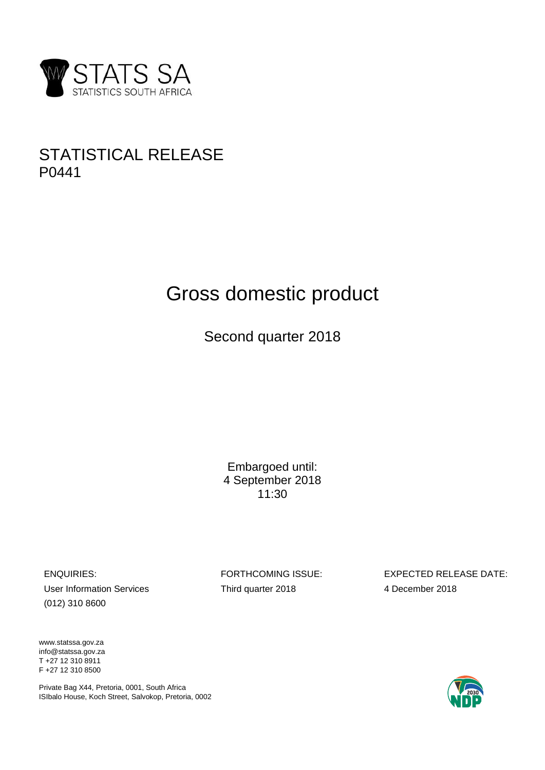STATS SA
STATISTICS SOUTH AFRICA

# STATISTICAL RELEASE
P0441

# Gross domestic product

## Second quarter 2018

Embargoed until:
4 September 2018
11:30

ENQUIRIES:
User Information Services
(012) 310 8600

FORTHCOMING ISSUE:
Third quarter 2018

EXPECTED RELEASE DATE:
4 December 2018

www.statssa.gov.za
info@statssa.gov.za
T +27 12 310 8911
F +27 12 310 8500

Private Bag X44, Pretoria, 0001, South Africa
ISIbalo House, Koch Street, Salvokop, Pretoria, 0002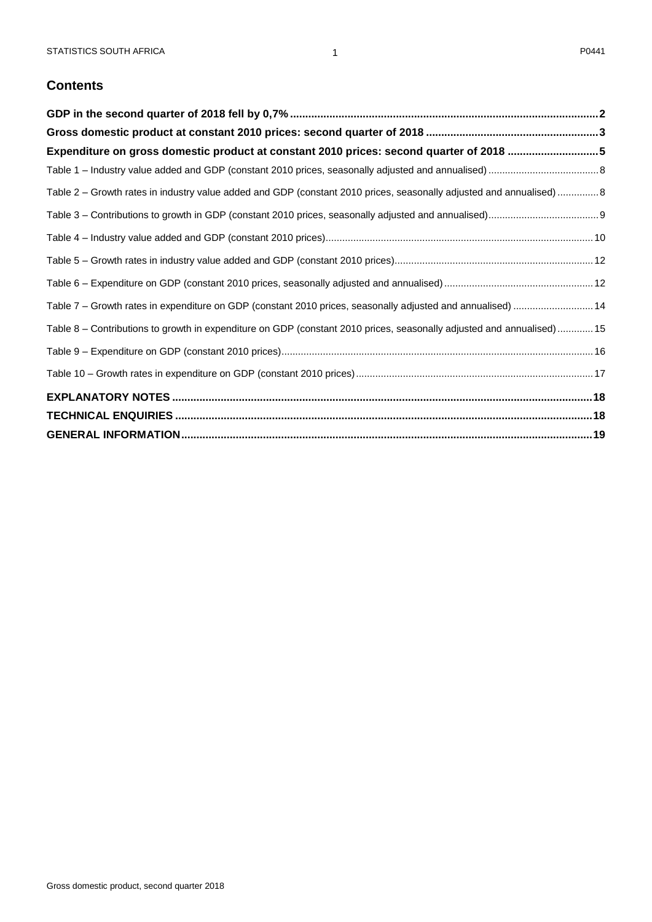## Contents

**GDP in the second quarter of 2018 fell by 0,7%** ..... 2

**Gross domestic product at constant 2010 prices: second quarter of 2018** ..... 3

**Expenditure on gross domestic product at constant 2010 prices: second quarter of 2018** ..... 5

Table 1 – Industry value added and GDP (constant 2010 prices, seasonally adjusted and annualised) ..... 8

Table 2 – Growth rates in industry value added and GDP (constant 2010 prices, seasonally adjusted and annualised) ..... 8

Table 3 – Contributions to growth in GDP (constant 2010 prices, seasonally adjusted and annualised) ..... 9

Table 4 – Industry value added and GDP (constant 2010 prices) ..... 10

Table 5 – Growth rates in industry value added and GDP (constant 2010 prices) ..... 12

Table 6 – Expenditure on GDP (constant 2010 prices, seasonally adjusted and annualised) ..... 12

Table 7 – Growth rates in expenditure on GDP (constant 2010 prices, seasonally adjusted and annualised) ..... 14

Table 8 – Contributions to growth in expenditure on GDP (constant 2010 prices, seasonally adjusted and annualised) ..... 15

Table 9 – Expenditure on GDP (constant 2010 prices) ..... 16

Table 10 – Growth rates in expenditure on GDP (constant 2010 prices) ..... 17

**EXPLANATORY NOTES** ..... 18

**TECHNICAL ENQUIRIES** ..... 18

**GENERAL INFORMATION** ..... 19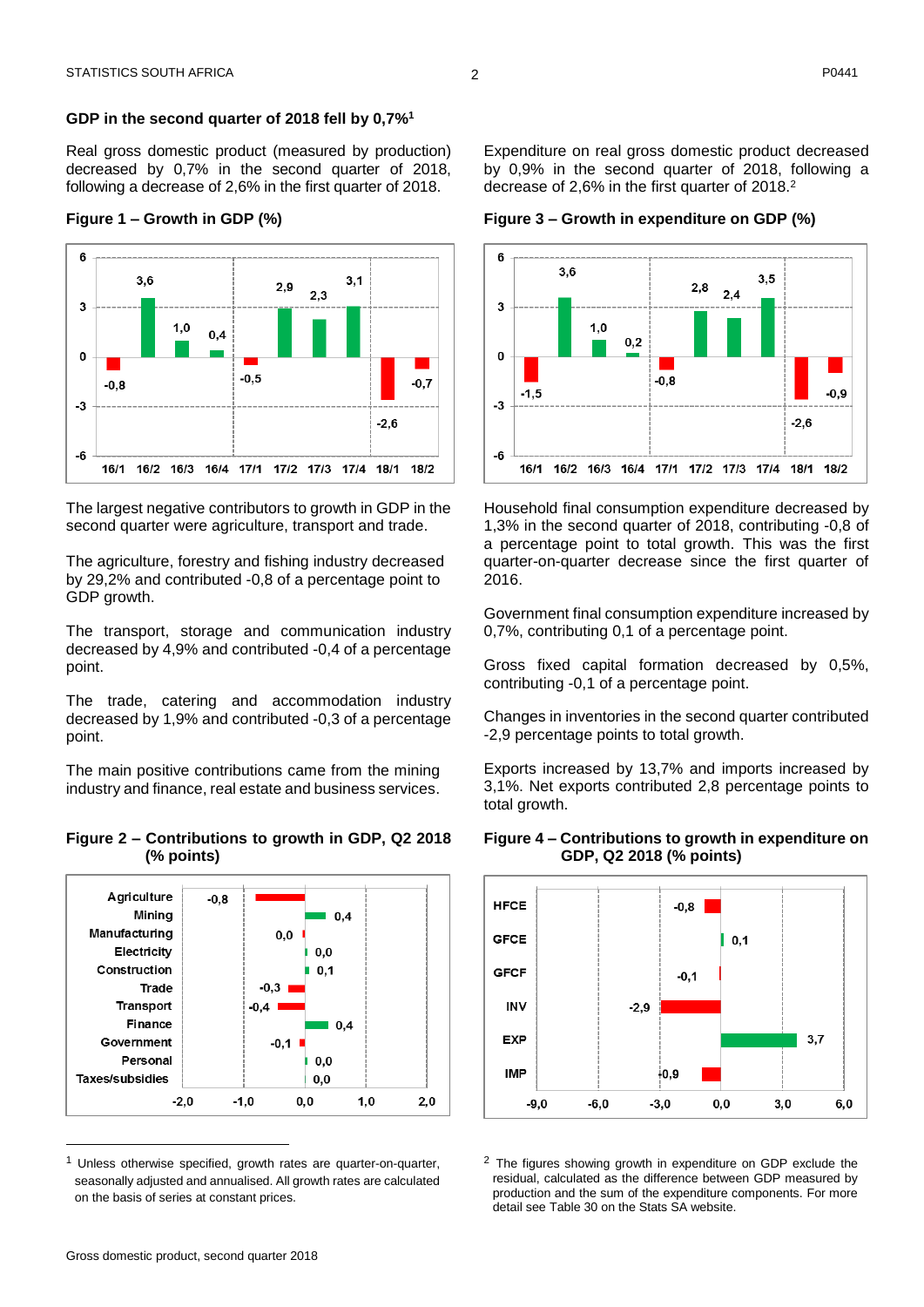## GDP in the second quarter of 2018 fell by 0,7%[1]

Real gross domestic product (measured by production) decreased by 0,7% in the second quarter of 2018, following a decrease of 2,6% in the first quarter of 2018.

**Figure 1 – Growth in GDP (%)**

| Quarter | 16/1 | 16/2 | 16/3 | 16/4 | 17/1 | 17/2 | 17/3 | 17/4 | 18/1 | 18/2 |
|---|---|---|---|---|---|---|---|---|---|---|
| Growth (%) | -0,8 | 3,6 | 1,0 | 0,4 | -0,5 | 2,9 | 2,3 | 3,1 | -2,6 | -0,7 |

The largest negative contributors to growth in GDP in the second quarter were agriculture, transport and trade.

The agriculture, forestry and fishing industry decreased by 29,2% and contributed -0,8 of a percentage point to GDP growth.

The transport, storage and communication industry decreased by 4,9% and contributed -0,4 of a percentage point.

The trade, catering and accommodation industry decreased by 1,9% and contributed -0,3 of a percentage point.

The main positive contributions came from the mining industry and finance, real estate and business services.

**Figure 2 – Contributions to growth in GDP, Q2 2018 (% points)**

| Industry | Contribution |
|---|---|
| Agriculture | -0,8 |
| Mining | 0,4 |
| Manufacturing | 0,0 |
| Electricity | 0,0 |
| Construction | 0,1 |
| Trade | -0,3 |
| Transport | -0,4 |
| Finance | 0,4 |
| Government | -0,1 |
| Personal | 0,0 |
| Taxes/subsidies | 0,0 |

Expenditure on real gross domestic product decreased by 0,9% in the second quarter of 2018, following a decrease of 2,6% in the first quarter of 2018.[2]

**Figure 3 – Growth in expenditure on GDP (%)**

| Quarter | 16/1 | 16/2 | 16/3 | 16/4 | 17/1 | 17/2 | 17/3 | 17/4 | 18/1 | 18/2 |
|---|---|---|---|---|---|---|---|---|---|---|
| Growth (%) | -1,5 | 3,6 | 1,0 | 0,2 | -0,8 | 2,8 | 2,4 | 3,5 | -2,6 | -0,9 |

Household final consumption expenditure decreased by 1,3% in the second quarter of 2018, contributing -0,8 of a percentage point to total growth. This was the first quarter-on-quarter decrease since the first quarter of 2016.

Government final consumption expenditure increased by 0,7%, contributing 0,1 of a percentage point.

Gross fixed capital formation decreased by 0,5%, contributing -0,1 of a percentage point.

Changes in inventories in the second quarter contributed -2,9 percentage points to total growth.

Exports increased by 13,7% and imports increased by 3,1%. Net exports contributed 2,8 percentage points to total growth.

**Figure 4 – Contributions to growth in expenditure on GDP, Q2 2018 (% points)**

| Component | Contribution |
|---|---|
| HFCE | -0,8 |
| GFCE | 0,1 |
| GFCF | -0,1 |
| INV | -2,9 |
| EXP | 3,7 |
| IMP | -0,9 |

[1] Unless otherwise specified, growth rates are quarter-on-quarter, seasonally adjusted and annualised. All growth rates are calculated on the basis of series at constant prices.

[2] The figures showing growth in expenditure on GDP exclude the residual, calculated as the difference between GDP measured by production and the sum of the expenditure components. For more detail see Table 30 on the Stats SA website.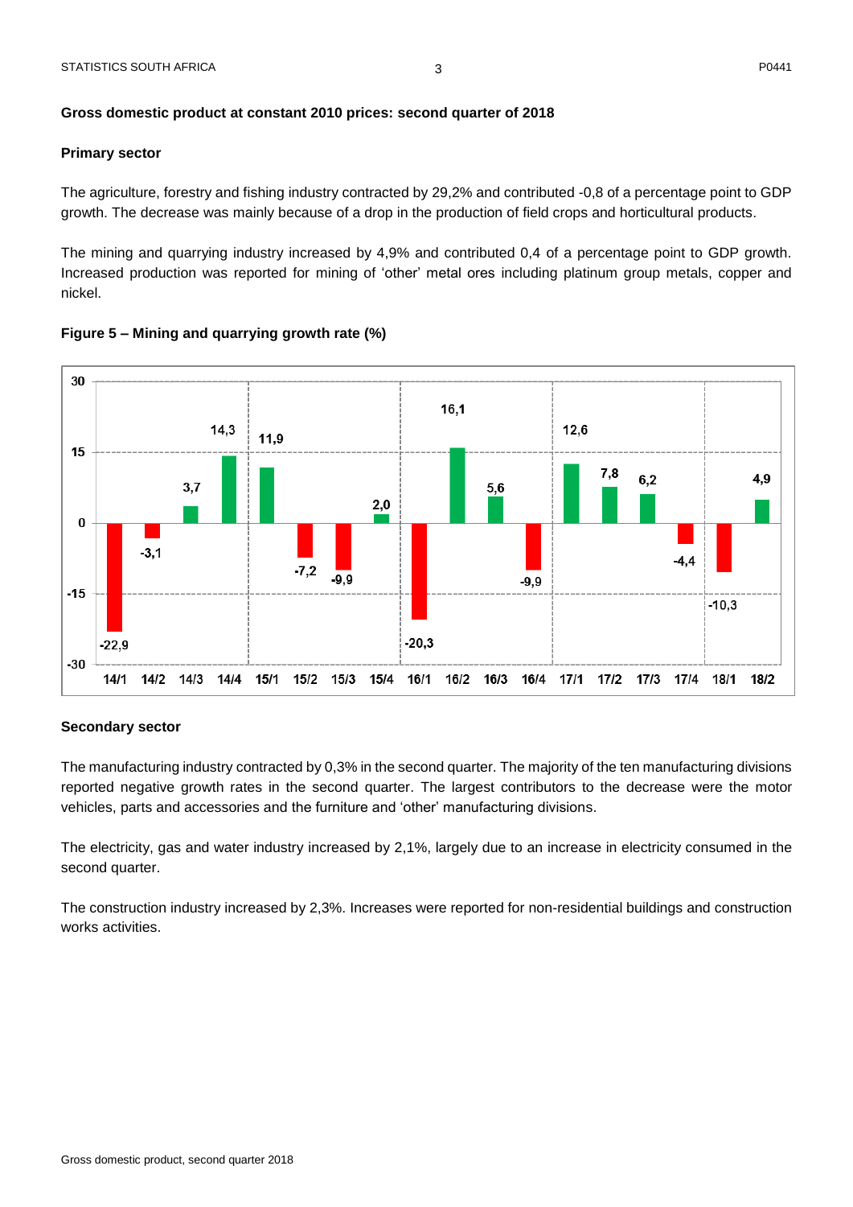**Gross domestic product at constant 2010 prices: second quarter of 2018**

**Primary sector**

The agriculture, forestry and fishing industry contracted by 29,2% and contributed -0,8 of a percentage point to GDP growth. The decrease was mainly because of a drop in the production of field crops and horticultural products.

The mining and quarrying industry increased by 4,9% and contributed 0,4 of a percentage point to GDP growth. Increased production was reported for mining of 'other' metal ores including platinum group metals, copper and nickel.

**Figure 5 – Mining and quarrying growth rate (%)**

| Quarter | Growth rate (%) |
|---|---|
| 14/1 | -22,9 |
| 14/2 | -3,1 |
| 14/3 | 3,7 |
| 14/4 | 14,3 |
| 15/1 | 11,9 |
| 15/2 | -7,2 |
| 15/3 | -9,9 |
| 15/4 | 2,0 |
| 16/1 | -20,3 |
| 16/2 | 16,1 |
| 16/3 | 5,6 |
| 16/4 | -9,9 |
| 17/1 | 12,6 |
| 17/2 | 7,8 |
| 17/3 | 6,2 |
| 17/4 | -4,4 |
| 18/1 | -10,3 |
| 18/2 | 4,9 |

**Secondary sector**

The manufacturing industry contracted by 0,3% in the second quarter. The majority of the ten manufacturing divisions reported negative growth rates in the second quarter. The largest contributors to the decrease were the motor vehicles, parts and accessories and the furniture and 'other' manufacturing divisions.

The electricity, gas and water industry increased by 2,1%, largely due to an increase in electricity consumed in the second quarter.

The construction industry increased by 2,3%. Increases were reported for non-residential buildings and construction works activities.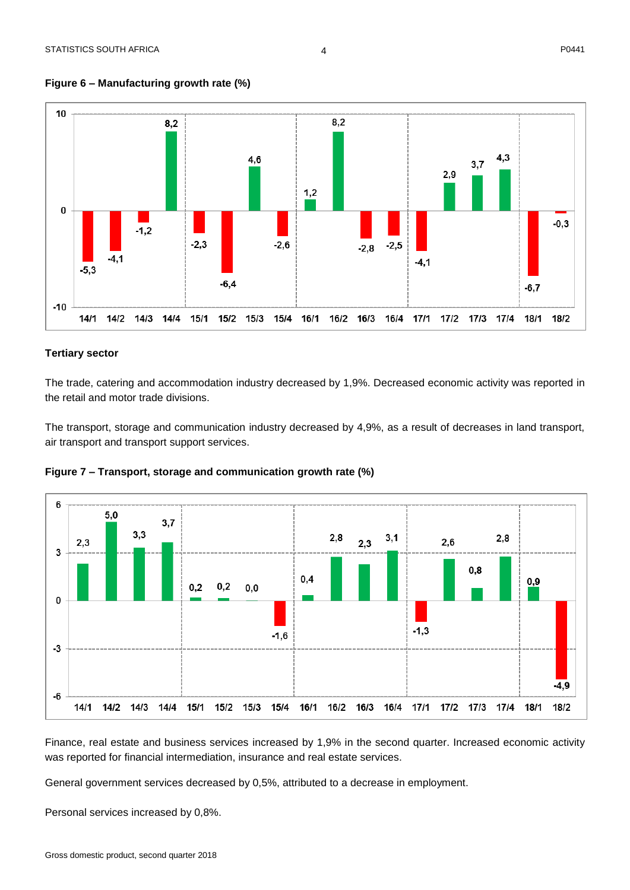**Figure 6 – Manufacturing growth rate (%)**

| Quarter | 14/1 | 14/2 | 14/3 | 14/4 | 15/1 | 15/2 | 15/3 | 15/4 | 16/1 | 16/2 | 16/3 | 16/4 | 17/1 | 17/2 | 17/3 | 17/4 | 18/1 | 18/2 |
|---|---|---|---|---|---|---|---|---|---|---|---|---|---|---|---|---|---|---|
| Growth rate (%) | -5,3 | -4,1 | -1,2 | 8,2 | -2,3 | -6,4 | 4,6 | -2,6 | 1,2 | 8,2 | -2,8 | -2,5 | -4,1 | 2,9 | 3,7 | 4,3 | -6,7 | -0,3 |

## Tertiary sector

The trade, catering and accommodation industry decreased by 1,9%. Decreased economic activity was reported in the retail and motor trade divisions.

The transport, storage and communication industry decreased by 4,9%, as a result of decreases in land transport, air transport and transport support services.

**Figure 7 – Transport, storage and communication growth rate (%)**

| Quarter | 14/1 | 14/2 | 14/3 | 14/4 | 15/1 | 15/2 | 15/3 | 15/4 | 16/1 | 16/2 | 16/3 | 16/4 | 17/1 | 17/2 | 17/3 | 17/4 | 18/1 | 18/2 |
|---|---|---|---|---|---|---|---|---|---|---|---|---|---|---|---|---|---|---|
| Growth rate (%) | 2,3 | 5,0 | 3,3 | 3,7 | 0,2 | 0,2 | 0,0 | -1,6 | 0,4 | 2,8 | 2,3 | 3,1 | -1,3 | 2,6 | 0,8 | 2,8 | 0,9 | -4,9 |

Finance, real estate and business services increased by 1,9% in the second quarter. Increased economic activity was reported for financial intermediation, insurance and real estate services.

General government services decreased by 0,5%, attributed to a decrease in employment.

Personal services increased by 0,8%.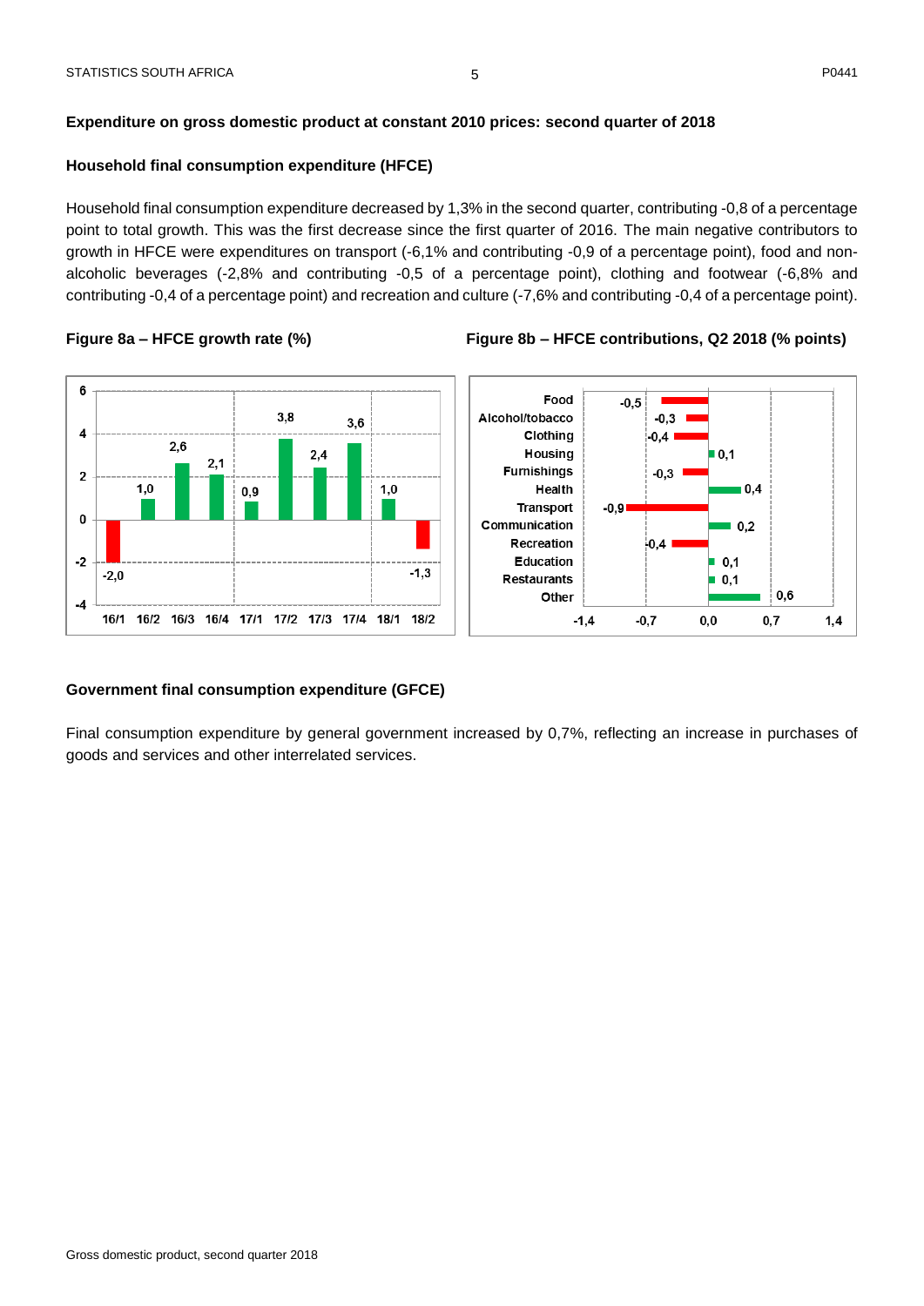## Expenditure on gross domestic product at constant 2010 prices: second quarter of 2018

### Household final consumption expenditure (HFCE)

Household final consumption expenditure decreased by 1,3% in the second quarter, contributing -0,8 of a percentage point to total growth. This was the first decrease since the first quarter of 2016. The main negative contributors to growth in HFCE were expenditures on transport (-6,1% and contributing -0,9 of a percentage point), food and non-alcoholic beverages (-2,8% and contributing -0,5 of a percentage point), clothing and footwear (-6,8% and contributing -0,4 of a percentage point) and recreation and culture (-7,6% and contributing -0,4 of a percentage point).

**Figure 8a – HFCE growth rate (%)**

| Quarter | 16/1 | 16/2 | 16/3 | 16/4 | 17/1 | 17/2 | 17/3 | 17/4 | 18/1 | 18/2 |
|---|---|---|---|---|---|---|---|---|---|---|
| Growth rate (%) | -2,0 | 1,0 | 2,6 | 2,1 | 0,9 | 3,8 | 2,4 | 3,6 | 1,0 | -1,3 |

**Figure 8b – HFCE contributions, Q2 2018 (% points)**

| Component | Contribution |
|---|---|
| Food | -0,5 |
| Alcohol/tobacco | -0,3 |
| Clothing | -0,4 |
| Housing | 0,1 |
| Furnishings | -0,3 |
| Health | 0,4 |
| Transport | -0,9 |
| Communication | 0,2 |
| Recreation | -0,4 |
| Education | 0,1 |
| Restaurants | 0,1 |
| Other | 0,6 |

### Government final consumption expenditure (GFCE)

Final consumption expenditure by general government increased by 0,7%, reflecting an increase in purchases of goods and services and other interrelated services.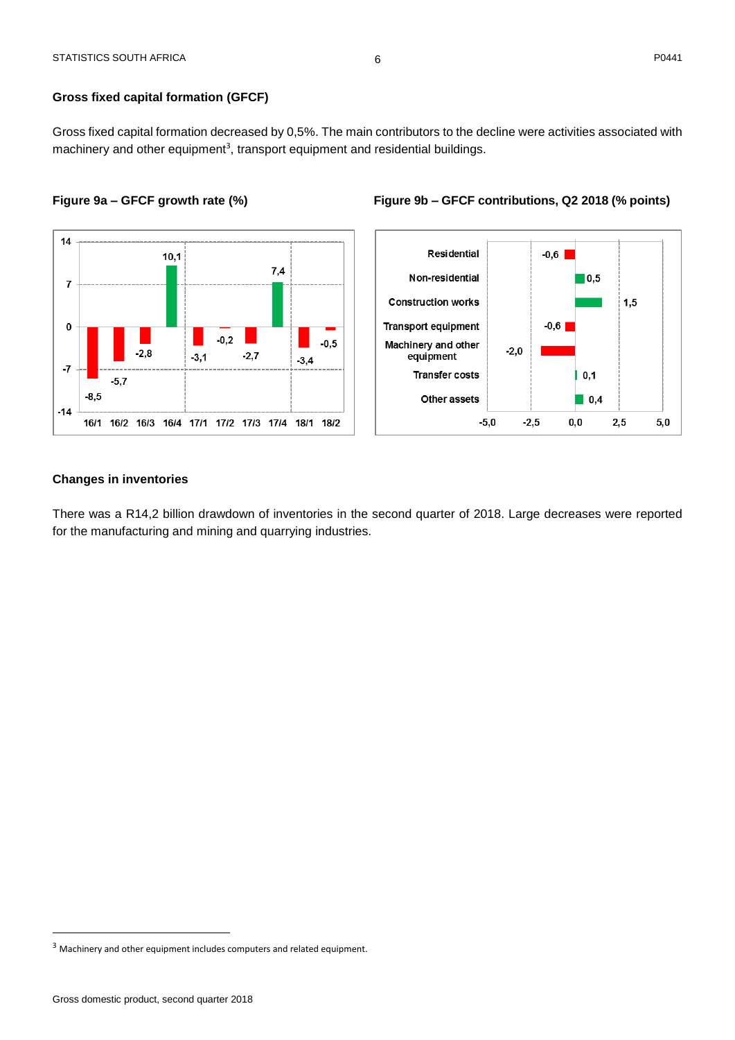## Gross fixed capital formation (GFCF)

Gross fixed capital formation decreased by 0,5%. The main contributors to the decline were activities associated with machinery and other equipment[3], transport equipment and residential buildings.

**Figure 9a – GFCF growth rate (%)**

**Figure 9b – GFCF contributions, Q2 2018 (% points)**

## Changes in inventories

There was a R14,2 billion drawdown of inventories in the second quarter of 2018. Large decreases were reported for the manufacturing and mining and quarrying industries.

[3] Machinery and other equipment includes computers and related equipment.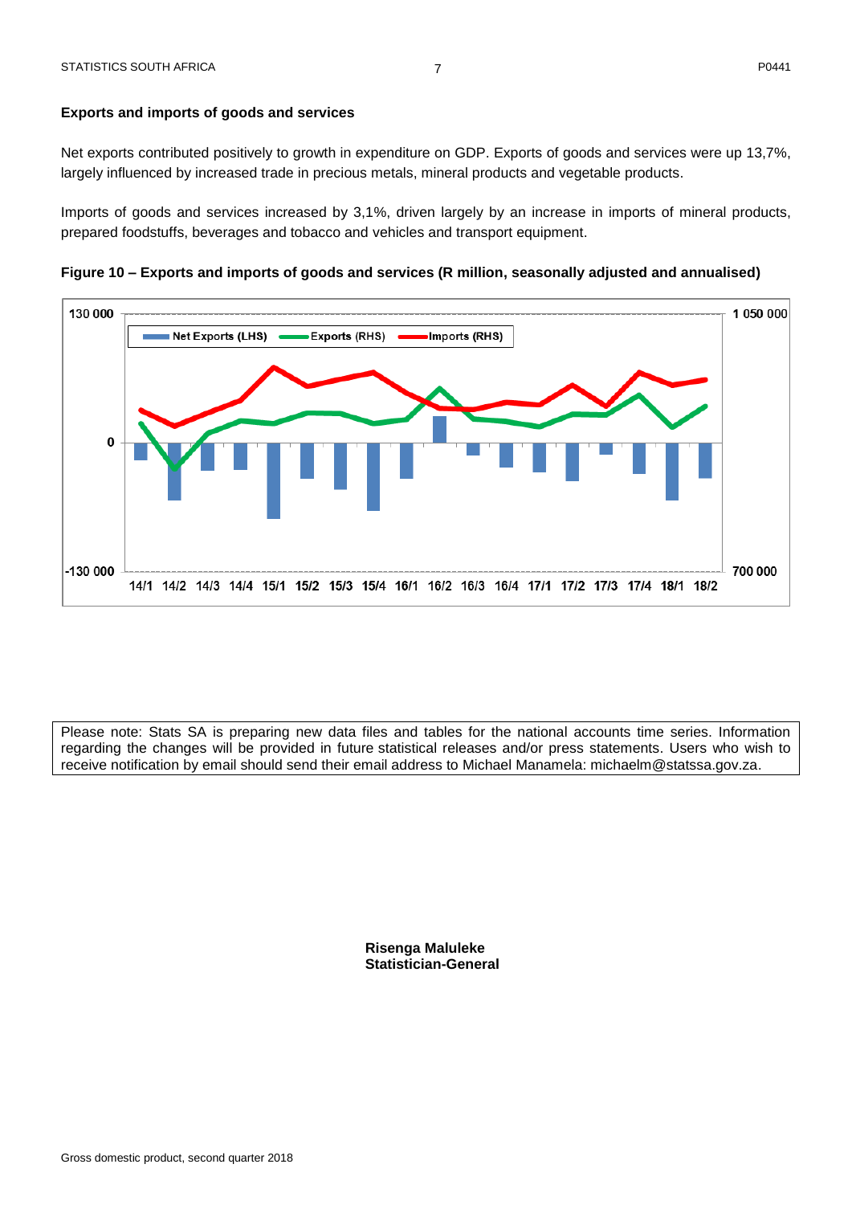### Exports and imports of goods and services

Net exports contributed positively to growth in expenditure on GDP. Exports of goods and services were up 13,7%, largely influenced by increased trade in precious metals, mineral products and vegetable products.

Imports of goods and services increased by 3,1%, driven largely by an increase in imports of mineral products, prepared foodstuffs, beverages and tobacco and vehicles and transport equipment.

**Figure 10 – Exports and imports of goods and services (R million, seasonally adjusted and annualised)**

Please note: Stats SA is preparing new data files and tables for the national accounts time series. Information regarding the changes will be provided in future statistical releases and/or press statements. Users who wish to receive notification by email should send their email address to Michael Manamela: michaelm@statssa.gov.za.

**Risenga Maluleke**
**Statistician-General**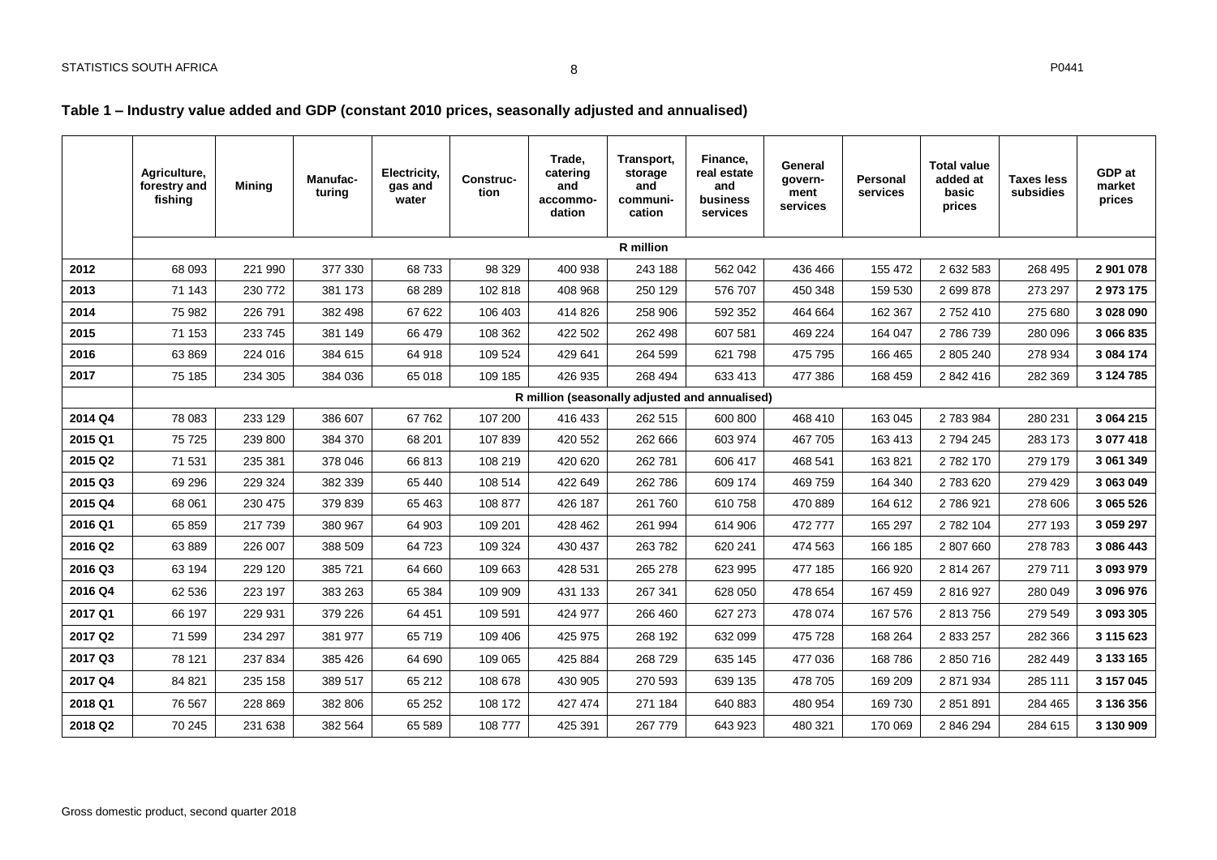## Table 1 – Industry value added and GDP (constant 2010 prices, seasonally adjusted and annualised)

| | Agriculture, forestry and fishing | Mining | Manufac-turing | Electricity, gas and water | Construc-tion | Trade, catering and accommo-dation | Transport, storage and communi-cation | Finance, real estate and business services | General govern-ment services | Personal services | Total value added at basic prices | Taxes less subsidies | GDP at market prices |
|---|---|---|---|---|---|---|---|---|---|---|---|---|---|
| | R million | | | | | | | | | | | | |
| **2012** | 68 093 | 221 990 | 377 330 | 68 733 | 98 329 | 400 938 | 243 188 | 562 042 | 436 466 | 155 472 | 2 632 583 | 268 495 | **2 901 078** |
| **2013** | 71 143 | 230 772 | 381 173 | 68 289 | 102 818 | 408 968 | 250 129 | 576 707 | 450 348 | 159 530 | 2 699 878 | 273 297 | **2 973 175** |
| **2014** | 75 982 | 226 791 | 382 498 | 67 622 | 106 403 | 414 826 | 258 906 | 592 352 | 464 664 | 162 367 | 2 752 410 | 275 680 | **3 028 090** |
| **2015** | 71 153 | 233 745 | 381 149 | 66 479 | 108 362 | 422 502 | 262 498 | 607 581 | 469 224 | 164 047 | 2 786 739 | 280 096 | **3 066 835** |
| **2016** | 63 869 | 224 016 | 384 615 | 64 918 | 109 524 | 429 641 | 264 599 | 621 798 | 475 795 | 166 465 | 2 805 240 | 278 934 | **3 084 174** |
| **2017** | 75 185 | 234 305 | 384 036 | 65 018 | 109 185 | 426 935 | 268 494 | 633 413 | 477 386 | 168 459 | 2 842 416 | 282 369 | **3 124 785** |
| | R million (seasonally adjusted and annualised) | | | | | | | | | | | | |
| **2014 Q4** | 78 083 | 233 129 | 386 607 | 67 762 | 107 200 | 416 433 | 262 515 | 600 800 | 468 410 | 163 045 | 2 783 984 | 280 231 | **3 064 215** |
| **2015 Q1** | 75 725 | 239 800 | 384 370 | 68 201 | 107 839 | 420 552 | 262 666 | 603 974 | 467 705 | 163 413 | 2 794 245 | 283 173 | **3 077 418** |
| **2015 Q2** | 71 531 | 235 381 | 378 046 | 66 813 | 108 219 | 420 620 | 262 781 | 606 417 | 468 541 | 163 821 | 2 782 170 | 279 179 | **3 061 349** |
| **2015 Q3** | 69 296 | 229 324 | 382 339 | 65 440 | 108 514 | 422 649 | 262 786 | 609 174 | 469 759 | 164 340 | 2 783 620 | 279 429 | **3 063 049** |
| **2015 Q4** | 68 061 | 230 475 | 379 839 | 65 463 | 108 877 | 426 187 | 261 760 | 610 758 | 470 889 | 164 612 | 2 786 921 | 278 606 | **3 065 526** |
| **2016 Q1** | 65 859 | 217 739 | 380 967 | 64 903 | 109 201 | 428 462 | 261 994 | 614 906 | 472 777 | 165 297 | 2 782 104 | 277 193 | **3 059 297** |
| **2016 Q2** | 63 889 | 226 007 | 388 509 | 64 723 | 109 324 | 430 437 | 263 782 | 620 241 | 474 563 | 166 185 | 2 807 660 | 278 783 | **3 086 443** |
| **2016 Q3** | 63 194 | 229 120 | 385 721 | 64 660 | 109 663 | 428 531 | 265 278 | 623 995 | 477 185 | 166 920 | 2 814 267 | 279 711 | **3 093 979** |
| **2016 Q4** | 62 536 | 223 197 | 383 263 | 65 384 | 109 909 | 431 133 | 267 341 | 628 050 | 478 654 | 167 459 | 2 816 927 | 280 049 | **3 096 976** |
| **2017 Q1** | 66 197 | 229 931 | 379 226 | 64 451 | 109 591 | 424 977 | 266 460 | 627 273 | 478 074 | 167 576 | 2 813 756 | 279 549 | **3 093 305** |
| **2017 Q2** | 71 599 | 234 297 | 381 977 | 65 719 | 109 406 | 425 975 | 268 192 | 632 099 | 475 728 | 168 264 | 2 833 257 | 282 366 | **3 115 623** |
| **2017 Q3** | 78 121 | 237 834 | 385 426 | 64 690 | 109 065 | 425 884 | 268 729 | 635 145 | 477 036 | 168 786 | 2 850 716 | 282 449 | **3 133 165** |
| **2017 Q4** | 84 821 | 235 158 | 389 517 | 65 212 | 108 678 | 430 905 | 270 593 | 639 135 | 478 705 | 169 209 | 2 871 934 | 285 111 | **3 157 045** |
| **2018 Q1** | 76 567 | 228 869 | 382 806 | 65 252 | 108 172 | 427 474 | 271 184 | 640 883 | 480 954 | 169 730 | 2 851 891 | 284 465 | **3 136 356** |
| **2018 Q2** | 70 245 | 231 638 | 382 564 | 65 589 | 108 777 | 425 391 | 267 779 | 643 923 | 480 321 | 170 069 | 2 846 294 | 284 615 | **3 130 909** |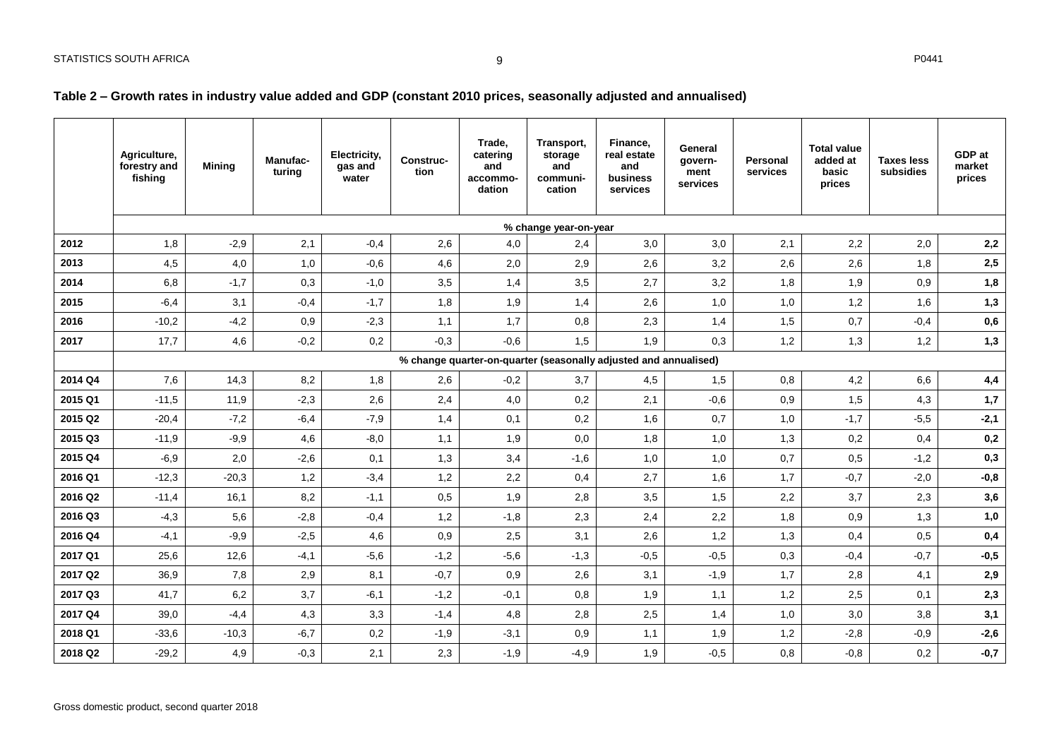## Table 2 – Growth rates in industry value added and GDP (constant 2010 prices, seasonally adjusted and annualised)

| | Agriculture, forestry and fishing | Mining | Manufac-turing | Electricity, gas and water | Construc-tion | Trade, catering and accommo-dation | Transport, storage and communi-cation | Finance, real estate and business services | General govern-ment services | Personal services | Total value added at basic prices | Taxes less subsidies | GDP at market prices |
|---|---|---|---|---|---|---|---|---|---|---|---|---|---|
| | % change year-on-year | | | | | | | | | | | | |
| **2012** | 1,8 | -2,9 | 2,1 | -0,4 | 2,6 | 4,0 | 2,4 | 3,0 | 3,0 | 2,1 | 2,2 | 2,0 | **2,2** |
| **2013** | 4,5 | 4,0 | 1,0 | -0,6 | 4,6 | 2,0 | 2,9 | 2,6 | 3,2 | 2,6 | 2,6 | 1,8 | **2,5** |
| **2014** | 6,8 | -1,7 | 0,3 | -1,0 | 3,5 | 1,4 | 3,5 | 2,7 | 3,2 | 1,8 | 1,9 | 0,9 | **1,8** |
| **2015** | -6,4 | 3,1 | -0,4 | -1,7 | 1,8 | 1,9 | 1,4 | 2,6 | 1,0 | 1,0 | 1,2 | 1,6 | **1,3** |
| **2016** | -10,2 | -4,2 | 0,9 | -2,3 | 1,1 | 1,7 | 0,8 | 2,3 | 1,4 | 1,5 | 0,7 | -0,4 | **0,6** |
| **2017** | 17,7 | 4,6 | -0,2 | 0,2 | -0,3 | -0,6 | 1,5 | 1,9 | 0,3 | 1,2 | 1,3 | 1,2 | **1,3** |
| | % change quarter-on-quarter (seasonally adjusted and annualised) | | | | | | | | | | | | |
| **2014 Q4** | 7,6 | 14,3 | 8,2 | 1,8 | 2,6 | -0,2 | 3,7 | 4,5 | 1,5 | 0,8 | 4,2 | 6,6 | **4,4** |
| **2015 Q1** | -11,5 | 11,9 | -2,3 | 2,6 | 2,4 | 4,0 | 0,2 | 2,1 | -0,6 | 0,9 | 1,5 | 4,3 | **1,7** |
| **2015 Q2** | -20,4 | -7,2 | -6,4 | -7,9 | 1,4 | 0,1 | 0,2 | 1,6 | 0,7 | 1,0 | -1,7 | -5,5 | **-2,1** |
| **2015 Q3** | -11,9 | -9,9 | 4,6 | -8,0 | 1,1 | 1,9 | 0,0 | 1,8 | 1,0 | 1,3 | 0,2 | 0,4 | **0,2** |
| **2015 Q4** | -6,9 | 2,0 | -2,6 | 0,1 | 1,3 | 3,4 | -1,6 | 1,0 | 1,0 | 0,7 | 0,5 | -1,2 | **0,3** |
| **2016 Q1** | -12,3 | -20,3 | 1,2 | -3,4 | 1,2 | 2,2 | 0,4 | 2,7 | 1,6 | 1,7 | -0,7 | -2,0 | **-0,8** |
| **2016 Q2** | -11,4 | 16,1 | 8,2 | -1,1 | 0,5 | 1,9 | 2,8 | 3,5 | 1,5 | 2,2 | 3,7 | 2,3 | **3,6** |
| **2016 Q3** | -4,3 | 5,6 | -2,8 | -0,4 | 1,2 | -1,8 | 2,3 | 2,4 | 2,2 | 1,8 | 0,9 | 1,3 | **1,0** |
| **2016 Q4** | -4,1 | -9,9 | -2,5 | 4,6 | 0,9 | 2,5 | 3,1 | 2,6 | 1,2 | 1,3 | 0,4 | 0,5 | **0,4** |
| **2017 Q1** | 25,6 | 12,6 | -4,1 | -5,6 | -1,2 | -5,6 | -1,3 | -0,5 | -0,5 | 0,3 | -0,4 | -0,7 | **-0,5** |
| **2017 Q2** | 36,9 | 7,8 | 2,9 | 8,1 | -0,7 | 0,9 | 2,6 | 3,1 | -1,9 | 1,7 | 2,8 | 4,1 | **2,9** |
| **2017 Q3** | 41,7 | 6,2 | 3,7 | -6,1 | -1,2 | -0,1 | 0,8 | 1,9 | 1,1 | 1,2 | 2,5 | 0,1 | **2,3** |
| **2017 Q4** | 39,0 | -4,4 | 4,3 | 3,3 | -1,4 | 4,8 | 2,8 | 2,5 | 1,4 | 1,0 | 3,0 | 3,8 | **3,1** |
| **2018 Q1** | -33,6 | -10,3 | -6,7 | 0,2 | -1,9 | -3,1 | 0,9 | 1,1 | 1,9 | 1,2 | -2,8 | -0,9 | **-2,6** |
| **2018 Q2** | -29,2 | 4,9 | -0,3 | 2,1 | 2,3 | -1,9 | -4,9 | 1,9 | -0,5 | 0,8 | -0,8 | 0,2 | **-0,7** |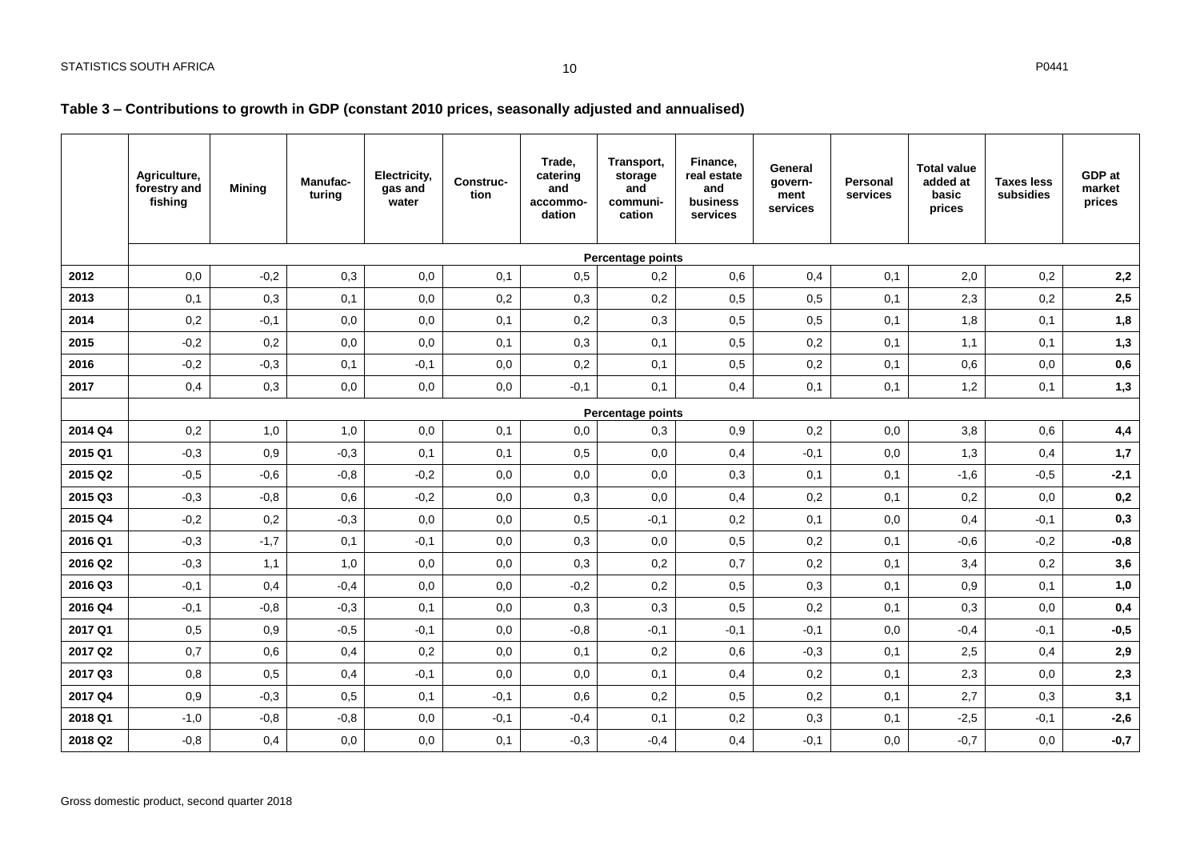**Table 3 – Contributions to growth in GDP (constant 2010 prices, seasonally adjusted and annualised)**

| | Agriculture, forestry and fishing | Mining | Manufac-turing | Electricity, gas and water | Construc-tion | Trade, catering and accommo-dation | Transport, storage and communi-cation | Finance, real estate and business services | General govern-ment services | Personal services | Total value added at basic prices | Taxes less subsidies | GDP at market prices |
|---|---|---|---|---|---|---|---|---|---|---|---|---|---|
| | Percentage points | | | | | | | | | | | | |
| **2012** | 0,0 | -0,2 | 0,3 | 0,0 | 0,1 | 0,5 | 0,2 | 0,6 | 0,4 | 0,1 | 2,0 | 0,2 | **2,2** |
| **2013** | 0,1 | 0,3 | 0,1 | 0,0 | 0,2 | 0,3 | 0,2 | 0,5 | 0,5 | 0,1 | 2,3 | 0,2 | **2,5** |
| **2014** | 0,2 | -0,1 | 0,0 | 0,0 | 0,1 | 0,2 | 0,3 | 0,5 | 0,5 | 0,1 | 1,8 | 0,1 | **1,8** |
| **2015** | -0,2 | 0,2 | 0,0 | 0,0 | 0,1 | 0,3 | 0,1 | 0,5 | 0,2 | 0,1 | 1,1 | 0,1 | **1,3** |
| **2016** | -0,2 | -0,3 | 0,1 | -0,1 | 0,0 | 0,2 | 0,1 | 0,5 | 0,2 | 0,1 | 0,6 | 0,0 | **0,6** |
| **2017** | 0,4 | 0,3 | 0,0 | 0,0 | 0,0 | -0,1 | 0,1 | 0,4 | 0,1 | 0,1 | 1,2 | 0,1 | **1,3** |
| | Percentage points | | | | | | | | | | | | |
| **2014 Q4** | 0,2 | 1,0 | 1,0 | 0,0 | 0,1 | 0,0 | 0,3 | 0,9 | 0,2 | 0,0 | 3,8 | 0,6 | **4,4** |
| **2015 Q1** | -0,3 | 0,9 | -0,3 | 0,1 | 0,1 | 0,5 | 0,0 | 0,4 | -0,1 | 0,0 | 1,3 | 0,4 | **1,7** |
| **2015 Q2** | -0,5 | -0,6 | -0,8 | -0,2 | 0,0 | 0,0 | 0,0 | 0,3 | 0,1 | 0,1 | -1,6 | -0,5 | **-2,1** |
| **2015 Q3** | -0,3 | -0,8 | 0,6 | -0,2 | 0,0 | 0,3 | 0,0 | 0,4 | 0,2 | 0,1 | 0,2 | 0,0 | **0,2** |
| **2015 Q4** | -0,2 | 0,2 | -0,3 | 0,0 | 0,0 | 0,5 | -0,1 | 0,2 | 0,1 | 0,0 | 0,4 | -0,1 | **0,3** |
| **2016 Q1** | -0,3 | -1,7 | 0,1 | -0,1 | 0,0 | 0,3 | 0,0 | 0,5 | 0,2 | 0,1 | -0,6 | -0,2 | **-0,8** |
| **2016 Q2** | -0,3 | 1,1 | 1,0 | 0,0 | 0,0 | 0,3 | 0,2 | 0,7 | 0,2 | 0,1 | 3,4 | 0,2 | **3,6** |
| **2016 Q3** | -0,1 | 0,4 | -0,4 | 0,0 | 0,0 | -0,2 | 0,2 | 0,5 | 0,3 | 0,1 | 0,9 | 0,1 | **1,0** |
| **2016 Q4** | -0,1 | -0,8 | -0,3 | 0,1 | 0,0 | 0,3 | 0,3 | 0,5 | 0,2 | 0,1 | 0,3 | 0,0 | **0,4** |
| **2017 Q1** | 0,5 | 0,9 | -0,5 | -0,1 | 0,0 | -0,8 | -0,1 | -0,1 | -0,1 | 0,0 | -0,4 | -0,1 | **-0,5** |
| **2017 Q2** | 0,7 | 0,6 | 0,4 | 0,2 | 0,0 | 0,1 | 0,2 | 0,6 | -0,3 | 0,1 | 2,5 | 0,4 | **2,9** |
| **2017 Q3** | 0,8 | 0,5 | 0,4 | -0,1 | 0,0 | 0,0 | 0,1 | 0,4 | 0,2 | 0,1 | 2,3 | 0,0 | **2,3** |
| **2017 Q4** | 0,9 | -0,3 | 0,5 | 0,1 | -0,1 | 0,6 | 0,2 | 0,5 | 0,2 | 0,1 | 2,7 | 0,3 | **3,1** |
| **2018 Q1** | -1,0 | -0,8 | -0,8 | 0,0 | -0,1 | -0,4 | 0,1 | 0,2 | 0,3 | 0,1 | -2,5 | -0,1 | **-2,6** |
| **2018 Q2** | -0,8 | 0,4 | 0,0 | 0,0 | 0,1 | -0,3 | -0,4 | 0,4 | -0,1 | 0,0 | -0,7 | 0,0 | **-0,7** |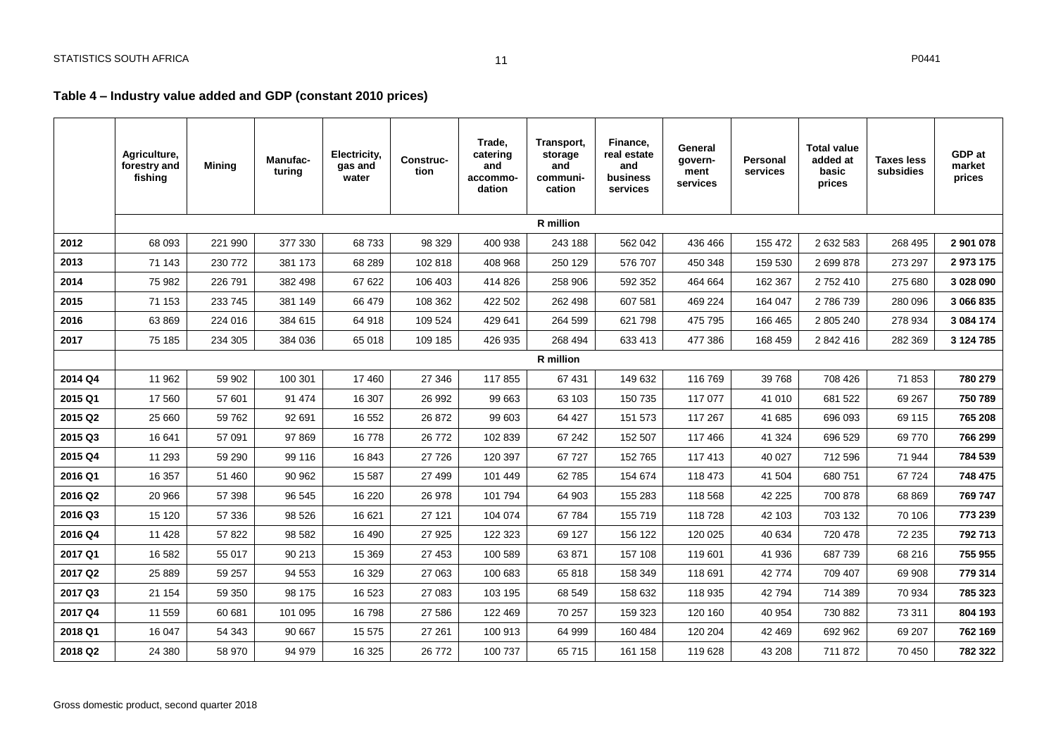### Table 4 – Industry value added and GDP (constant 2010 prices)

| | Agriculture, forestry and fishing | Mining | Manufac-turing | Electricity, gas and water | Construc-tion | Trade, catering and accommo-dation | Transport, storage and communi-cation | Finance, real estate and business services | General govern-ment services | Personal services | Total value added at basic prices | Taxes less subsidies | GDP at market prices |
|---|---|---|---|---|---|---|---|---|---|---|---|---|---|
| | R million | | | | | | | | | | | | |
| **2012** | 68 093 | 221 990 | 377 330 | 68 733 | 98 329 | 400 938 | 243 188 | 562 042 | 436 466 | 155 472 | 2 632 583 | 268 495 | **2 901 078** |
| **2013** | 71 143 | 230 772 | 381 173 | 68 289 | 102 818 | 408 968 | 250 129 | 576 707 | 450 348 | 159 530 | 2 699 878 | 273 297 | **2 973 175** |
| **2014** | 75 982 | 226 791 | 382 498 | 67 622 | 106 403 | 414 826 | 258 906 | 592 352 | 464 664 | 162 367 | 2 752 410 | 275 680 | **3 028 090** |
| **2015** | 71 153 | 233 745 | 381 149 | 66 479 | 108 362 | 422 502 | 262 498 | 607 581 | 469 224 | 164 047 | 2 786 739 | 280 096 | **3 066 835** |
| **2016** | 63 869 | 224 016 | 384 615 | 64 918 | 109 524 | 429 641 | 264 599 | 621 798 | 475 795 | 166 465 | 2 805 240 | 278 934 | **3 084 174** |
| **2017** | 75 185 | 234 305 | 384 036 | 65 018 | 109 185 | 426 935 | 268 494 | 633 413 | 477 386 | 168 459 | 2 842 416 | 282 369 | **3 124 785** |
| | R million | | | | | | | | | | | | |
| **2014 Q4** | 11 962 | 59 902 | 100 301 | 17 460 | 27 346 | 117 855 | 67 431 | 149 632 | 116 769 | 39 768 | 708 426 | 71 853 | **780 279** |
| **2015 Q1** | 17 560 | 57 601 | 91 474 | 16 307 | 26 992 | 99 663 | 63 103 | 150 735 | 117 077 | 41 010 | 681 522 | 69 267 | **750 789** |
| **2015 Q2** | 25 660 | 59 762 | 92 691 | 16 552 | 26 872 | 99 603 | 64 427 | 151 573 | 117 267 | 41 685 | 696 093 | 69 115 | **765 208** |
| **2015 Q3** | 16 641 | 57 091 | 97 869 | 16 778 | 26 772 | 102 839 | 67 242 | 152 507 | 117 466 | 41 324 | 696 529 | 69 770 | **766 299** |
| **2015 Q4** | 11 293 | 59 290 | 99 116 | 16 843 | 27 726 | 120 397 | 67 727 | 152 765 | 117 413 | 40 027 | 712 596 | 71 944 | **784 539** |
| **2016 Q1** | 16 357 | 51 460 | 90 962 | 15 587 | 27 499 | 101 449 | 62 785 | 154 674 | 118 473 | 41 504 | 680 751 | 67 724 | **748 475** |
| **2016 Q2** | 20 966 | 57 398 | 96 545 | 16 220 | 26 978 | 101 794 | 64 903 | 155 283 | 118 568 | 42 225 | 700 878 | 68 869 | **769 747** |
| **2016 Q3** | 15 120 | 57 336 | 98 526 | 16 621 | 27 121 | 104 074 | 67 784 | 155 719 | 118 728 | 42 103 | 703 132 | 70 106 | **773 239** |
| **2016 Q4** | 11 428 | 57 822 | 98 582 | 16 490 | 27 925 | 122 323 | 69 127 | 156 122 | 120 025 | 40 634 | 720 478 | 72 235 | **792 713** |
| **2017 Q1** | 16 582 | 55 017 | 90 213 | 15 369 | 27 453 | 100 589 | 63 871 | 157 108 | 119 601 | 41 936 | 687 739 | 68 216 | **755 955** |
| **2017 Q2** | 25 889 | 59 257 | 94 553 | 16 329 | 27 063 | 100 683 | 65 818 | 158 349 | 118 691 | 42 774 | 709 407 | 69 908 | **779 314** |
| **2017 Q3** | 21 154 | 59 350 | 98 175 | 16 523 | 27 083 | 103 195 | 68 549 | 158 632 | 118 935 | 42 794 | 714 389 | 70 934 | **785 323** |
| **2017 Q4** | 11 559 | 60 681 | 101 095 | 16 798 | 27 586 | 122 469 | 70 257 | 159 323 | 120 160 | 40 954 | 730 882 | 73 311 | **804 193** |
| **2018 Q1** | 16 047 | 54 343 | 90 667 | 15 575 | 27 261 | 100 913 | 64 999 | 160 484 | 120 204 | 42 469 | 692 962 | 69 207 | **762 169** |
| **2018 Q2** | 24 380 | 58 970 | 94 979 | 16 325 | 26 772 | 100 737 | 65 715 | 161 158 | 119 628 | 43 208 | 711 872 | 70 450 | **782 322** |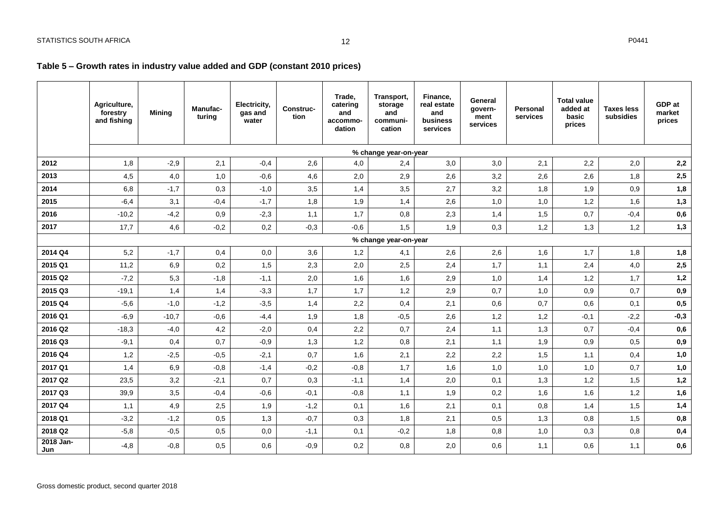## Table 5 – Growth rates in industry value added and GDP (constant 2010 prices)

| | Agriculture, forestry and fishing | Mining | Manufac-turing | Electricity, gas and water | Construc-tion | Trade, catering and accommo-dation | Transport, storage and communi-cation | Finance, real estate and business services | General govern-ment services | Personal services | Total value added at basic prices | Taxes less subsidies | GDP at market prices |
|---|---|---|---|---|---|---|---|---|---|---|---|---|---|
| | % change year-on-year | | | | | | | | | | | | |
| 2012 | 1,8 | -2,9 | 2,1 | -0,4 | 2,6 | 4,0 | 2,4 | 3,0 | 3,0 | 2,1 | 2,2 | 2,0 | **2,2** |
| 2013 | 4,5 | 4,0 | 1,0 | -0,6 | 4,6 | 2,0 | 2,9 | 2,6 | 3,2 | 2,6 | 2,6 | 1,8 | **2,5** |
| 2014 | 6,8 | -1,7 | 0,3 | -1,0 | 3,5 | 1,4 | 3,5 | 2,7 | 3,2 | 1,8 | 1,9 | 0,9 | **1,8** |
| 2015 | -6,4 | 3,1 | -0,4 | -1,7 | 1,8 | 1,9 | 1,4 | 2,6 | 1,0 | 1,0 | 1,2 | 1,6 | **1,3** |
| 2016 | -10,2 | -4,2 | 0,9 | -2,3 | 1,1 | 1,7 | 0,8 | 2,3 | 1,4 | 1,5 | 0,7 | -0,4 | **0,6** |
| 2017 | 17,7 | 4,6 | -0,2 | 0,2 | -0,3 | -0,6 | 1,5 | 1,9 | 0,3 | 1,2 | 1,3 | 1,2 | **1,3** |
| | % change year-on-year | | | | | | | | | | | | |
| 2014 Q4 | 5,2 | -1,7 | 0,4 | 0,0 | 3,6 | 1,2 | 4,1 | 2,6 | 2,6 | 1,6 | 1,7 | 1,8 | **1,8** |
| 2015 Q1 | 11,2 | 6,9 | 0,2 | 1,5 | 2,3 | 2,0 | 2,5 | 2,4 | 1,7 | 1,1 | 2,4 | 4,0 | **2,5** |
| 2015 Q2 | -7,2 | 5,3 | -1,8 | -1,1 | 2,0 | 1,6 | 1,6 | 2,9 | 1,0 | 1,4 | 1,2 | 1,7 | **1,2** |
| 2015 Q3 | -19,1 | 1,4 | 1,4 | -3,3 | 1,7 | 1,7 | 1,2 | 2,9 | 0,7 | 1,0 | 0,9 | 0,7 | **0,9** |
| 2015 Q4 | -5,6 | -1,0 | -1,2 | -3,5 | 1,4 | 2,2 | 0,4 | 2,1 | 0,6 | 0,7 | 0,6 | 0,1 | **0,5** |
| 2016 Q1 | -6,9 | -10,7 | -0,6 | -4,4 | 1,9 | 1,8 | -0,5 | 2,6 | 1,2 | 1,2 | -0,1 | -2,2 | **-0,3** |
| 2016 Q2 | -18,3 | -4,0 | 4,2 | -2,0 | 0,4 | 2,2 | 0,7 | 2,4 | 1,1 | 1,3 | 0,7 | -0,4 | **0,6** |
| 2016 Q3 | -9,1 | 0,4 | 0,7 | -0,9 | 1,3 | 1,2 | 0,8 | 2,1 | 1,1 | 1,9 | 0,9 | 0,5 | **0,9** |
| 2016 Q4 | 1,2 | -2,5 | -0,5 | -2,1 | 0,7 | 1,6 | 2,1 | 2,2 | 2,2 | 1,5 | 1,1 | 0,4 | **1,0** |
| 2017 Q1 | 1,4 | 6,9 | -0,8 | -1,4 | -0,2 | -0,8 | 1,7 | 1,6 | 1,0 | 1,0 | 1,0 | 0,7 | **1,0** |
| 2017 Q2 | 23,5 | 3,2 | -2,1 | 0,7 | 0,3 | -1,1 | 1,4 | 2,0 | 0,1 | 1,3 | 1,2 | 1,5 | **1,2** |
| 2017 Q3 | 39,9 | 3,5 | -0,4 | -0,6 | -0,1 | -0,8 | 1,1 | 1,9 | 0,2 | 1,6 | 1,6 | 1,2 | **1,6** |
| 2017 Q4 | 1,1 | 4,9 | 2,5 | 1,9 | -1,2 | 0,1 | 1,6 | 2,1 | 0,1 | 0,8 | 1,4 | 1,5 | **1,4** |
| 2018 Q1 | -3,2 | -1,2 | 0,5 | 1,3 | -0,7 | 0,3 | 1,8 | 2,1 | 0,5 | 1,3 | 0,8 | 1,5 | **0,8** |
| 2018 Q2 | -5,8 | -0,5 | 0,5 | 0,0 | -1,1 | 0,1 | -0,2 | 1,8 | 0,8 | 1,0 | 0,3 | 0,8 | **0,4** |
| 2018 Jan-Jun | -4,8 | -0,8 | 0,5 | 0,6 | -0,9 | 0,2 | 0,8 | 2,0 | 0,6 | 1,1 | 0,6 | 1,1 | **0,6** |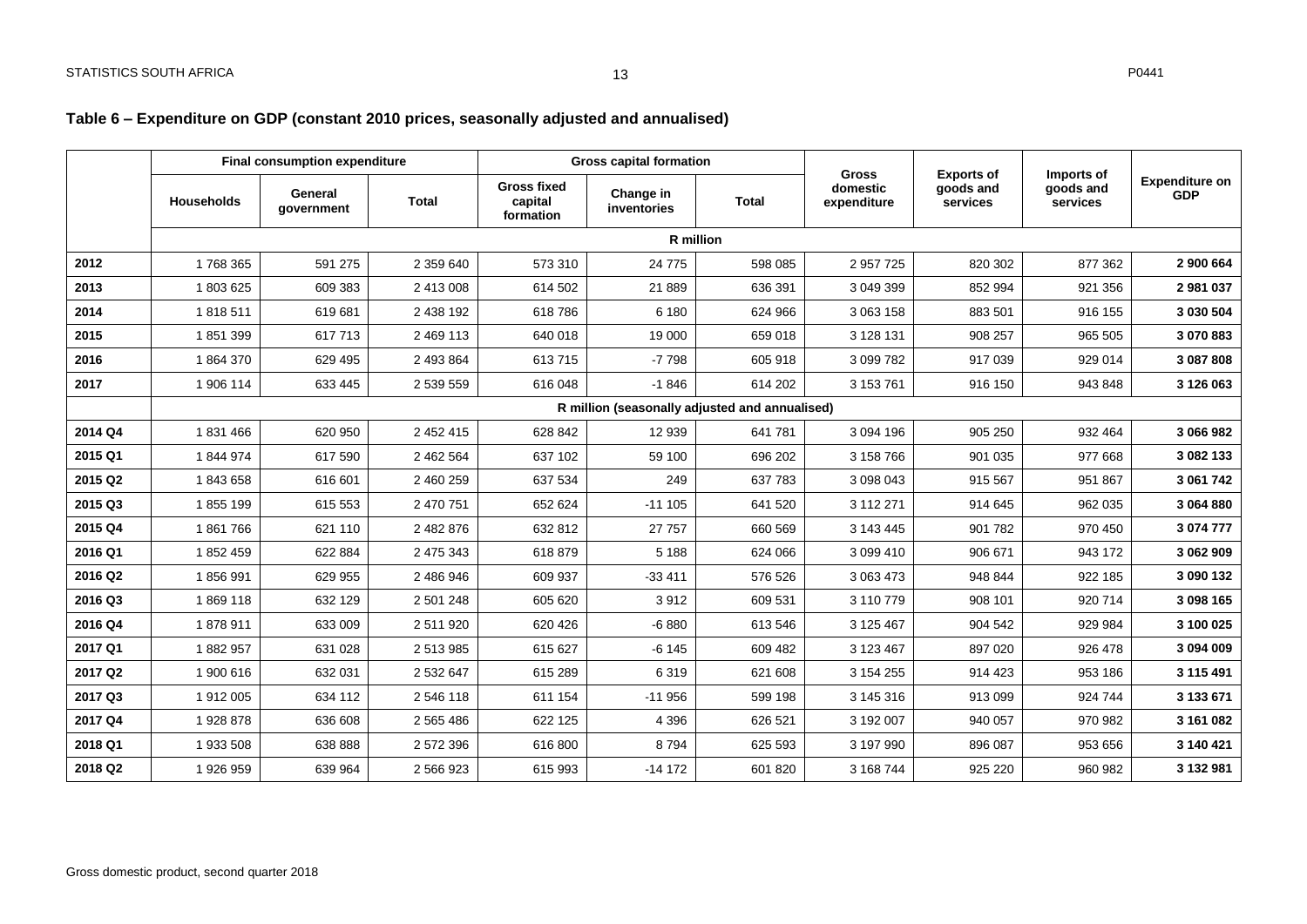## Table 6 – Expenditure on GDP (constant 2010 prices, seasonally adjusted and annualised)

| | Final consumption expenditure | | | Gross capital formation | | | Gross domestic expenditure | Exports of goods and services | Imports of goods and services | Expenditure on GDP |
|---|---|---|---|---|---|---|---|---|---|---|
| | Households | General government | Total | Gross fixed capital formation | Change in inventories | Total | | | | |
| | R million | | | | | | | | | |
| **2012** | 1 768 365 | 591 275 | 2 359 640 | 573 310 | 24 775 | 598 085 | 2 957 725 | 820 302 | 877 362 | **2 900 664** |
| **2013** | 1 803 625 | 609 383 | 2 413 008 | 614 502 | 21 889 | 636 391 | 3 049 399 | 852 994 | 921 356 | **2 981 037** |
| **2014** | 1 818 511 | 619 681 | 2 438 192 | 618 786 | 6 180 | 624 966 | 3 063 158 | 883 501 | 916 155 | **3 030 504** |
| **2015** | 1 851 399 | 617 713 | 2 469 113 | 640 018 | 19 000 | 659 018 | 3 128 131 | 908 257 | 965 505 | **3 070 883** |
| **2016** | 1 864 370 | 629 495 | 2 493 864 | 613 715 | -7 798 | 605 918 | 3 099 782 | 917 039 | 929 014 | **3 087 808** |
| **2017** | 1 906 114 | 633 445 | 2 539 559 | 616 048 | -1 846 | 614 202 | 3 153 761 | 916 150 | 943 848 | **3 126 063** |
| | R million (seasonally adjusted and annualised) | | | | | | | | | |
| **2014 Q4** | 1 831 466 | 620 950 | 2 452 415 | 628 842 | 12 939 | 641 781 | 3 094 196 | 905 250 | 932 464 | **3 066 982** |
| **2015 Q1** | 1 844 974 | 617 590 | 2 462 564 | 637 102 | 59 100 | 696 202 | 3 158 766 | 901 035 | 977 668 | **3 082 133** |
| **2015 Q2** | 1 843 658 | 616 601 | 2 460 259 | 637 534 | 249 | 637 783 | 3 098 043 | 915 567 | 951 867 | **3 061 742** |
| **2015 Q3** | 1 855 199 | 615 553 | 2 470 751 | 652 624 | -11 105 | 641 520 | 3 112 271 | 914 645 | 962 035 | **3 064 880** |
| **2015 Q4** | 1 861 766 | 621 110 | 2 482 876 | 632 812 | 27 757 | 660 569 | 3 143 445 | 901 782 | 970 450 | **3 074 777** |
| **2016 Q1** | 1 852 459 | 622 884 | 2 475 343 | 618 879 | 5 188 | 624 066 | 3 099 410 | 906 671 | 943 172 | **3 062 909** |
| **2016 Q2** | 1 856 991 | 629 955 | 2 486 946 | 609 937 | -33 411 | 576 526 | 3 063 473 | 948 844 | 922 185 | **3 090 132** |
| **2016 Q3** | 1 869 118 | 632 129 | 2 501 248 | 605 620 | 3 912 | 609 531 | 3 110 779 | 908 101 | 920 714 | **3 098 165** |
| **2016 Q4** | 1 878 911 | 633 009 | 2 511 920 | 620 426 | -6 880 | 613 546 | 3 125 467 | 904 542 | 929 984 | **3 100 025** |
| **2017 Q1** | 1 882 957 | 631 028 | 2 513 985 | 615 627 | -6 145 | 609 482 | 3 123 467 | 897 020 | 926 478 | **3 094 009** |
| **2017 Q2** | 1 900 616 | 632 031 | 2 532 647 | 615 289 | 6 319 | 621 608 | 3 154 255 | 914 423 | 953 186 | **3 115 491** |
| **2017 Q3** | 1 912 005 | 634 112 | 2 546 118 | 611 154 | -11 956 | 599 198 | 3 145 316 | 913 099 | 924 744 | **3 133 671** |
| **2017 Q4** | 1 928 878 | 636 608 | 2 565 486 | 622 125 | 4 396 | 626 521 | 3 192 007 | 940 057 | 970 982 | **3 161 082** |
| **2018 Q1** | 1 933 508 | 638 888 | 2 572 396 | 616 800 | 8 794 | 625 593 | 3 197 990 | 896 087 | 953 656 | **3 140 421** |
| **2018 Q2** | 1 926 959 | 639 964 | 2 566 923 | 615 993 | -14 172 | 601 820 | 3 168 744 | 925 220 | 960 982 | **3 132 981** |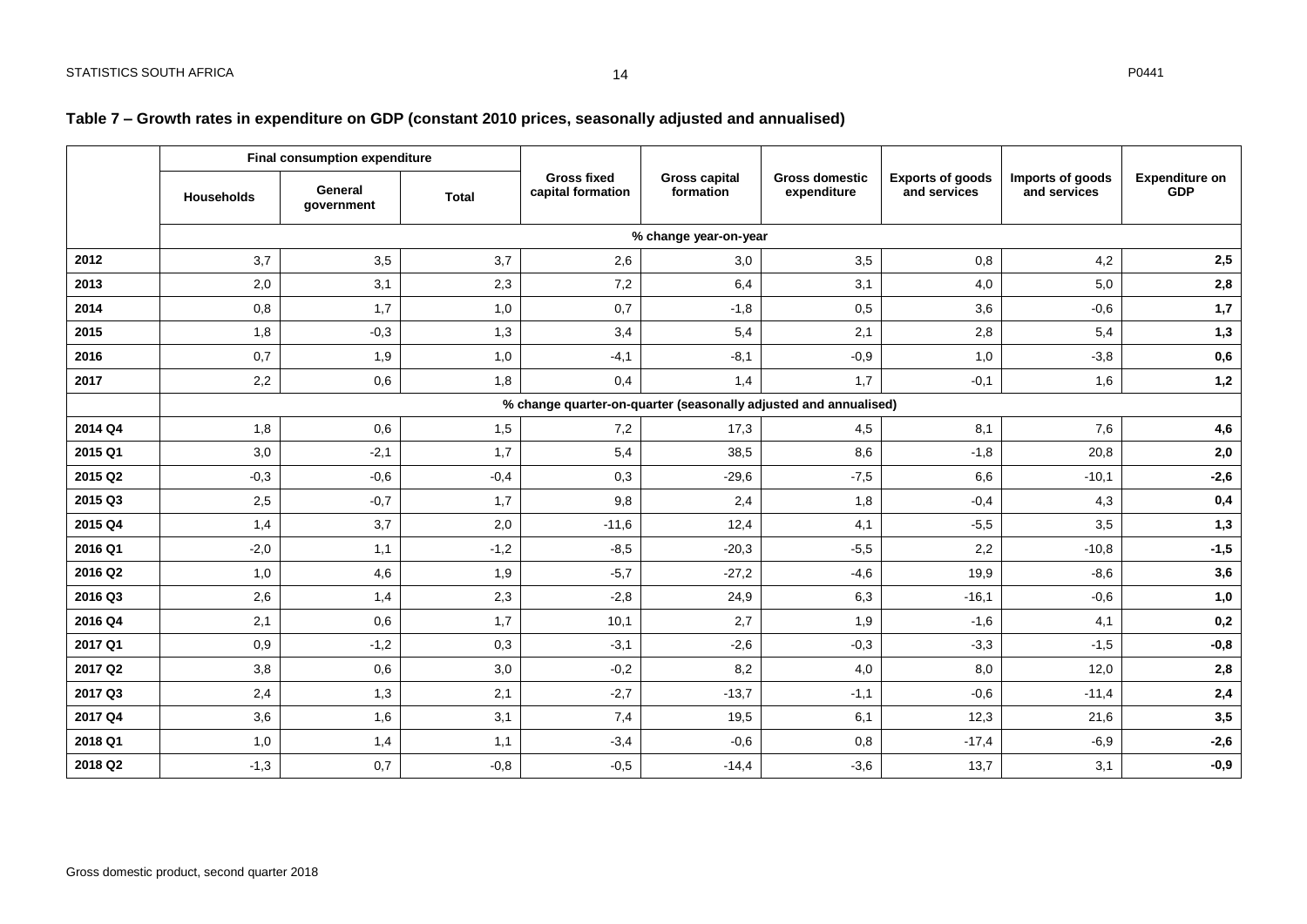**Table 7 – Growth rates in expenditure on GDP (constant 2010 prices, seasonally adjusted and annualised)**

| | Final consumption expenditure | | | Gross fixed capital formation | Gross capital formation | Gross domestic expenditure | Exports of goods and services | Imports of goods and services | Expenditure on GDP |
|---|---|---|---|---|---|---|---|---|---|
| | Households | General government | Total | | | | | | |
| | % change year-on-year | | | | | | | | |
| **2012** | 3,7 | 3,5 | 3,7 | 2,6 | 3,0 | 3,5 | 0,8 | 4,2 | **2,5** |
| **2013** | 2,0 | 3,1 | 2,3 | 7,2 | 6,4 | 3,1 | 4,0 | 5,0 | **2,8** |
| **2014** | 0,8 | 1,7 | 1,0 | 0,7 | -1,8 | 0,5 | 3,6 | -0,6 | **1,7** |
| **2015** | 1,8 | -0,3 | 1,3 | 3,4 | 5,4 | 2,1 | 2,8 | 5,4 | **1,3** |
| **2016** | 0,7 | 1,9 | 1,0 | -4,1 | -8,1 | -0,9 | 1,0 | -3,8 | **0,6** |
| **2017** | 2,2 | 0,6 | 1,8 | 0,4 | 1,4 | 1,7 | -0,1 | 1,6 | **1,2** |
| | % change quarter-on-quarter (seasonally adjusted and annualised) | | | | | | | | |
| **2014 Q4** | 1,8 | 0,6 | 1,5 | 7,2 | 17,3 | 4,5 | 8,1 | 7,6 | **4,6** |
| **2015 Q1** | 3,0 | -2,1 | 1,7 | 5,4 | 38,5 | 8,6 | -1,8 | 20,8 | **2,0** |
| **2015 Q2** | -0,3 | -0,6 | -0,4 | 0,3 | -29,6 | -7,5 | 6,6 | -10,1 | **-2,6** |
| **2015 Q3** | 2,5 | -0,7 | 1,7 | 9,8 | 2,4 | 1,8 | -0,4 | 4,3 | **0,4** |
| **2015 Q4** | 1,4 | 3,7 | 2,0 | -11,6 | 12,4 | 4,1 | -5,5 | 3,5 | **1,3** |
| **2016 Q1** | -2,0 | 1,1 | -1,2 | -8,5 | -20,3 | -5,5 | 2,2 | -10,8 | **-1,5** |
| **2016 Q2** | 1,0 | 4,6 | 1,9 | -5,7 | -27,2 | -4,6 | 19,9 | -8,6 | **3,6** |
| **2016 Q3** | 2,6 | 1,4 | 2,3 | -2,8 | 24,9 | 6,3 | -16,1 | -0,6 | **1,0** |
| **2016 Q4** | 2,1 | 0,6 | 1,7 | 10,1 | 2,7 | 1,9 | -1,6 | 4,1 | **0,2** |
| **2017 Q1** | 0,9 | -1,2 | 0,3 | -3,1 | -2,6 | -0,3 | -3,3 | -1,5 | **-0,8** |
| **2017 Q2** | 3,8 | 0,6 | 3,0 | -0,2 | 8,2 | 4,0 | 8,0 | 12,0 | **2,8** |
| **2017 Q3** | 2,4 | 1,3 | 2,1 | -2,7 | -13,7 | -1,1 | -0,6 | -11,4 | **2,4** |
| **2017 Q4** | 3,6 | 1,6 | 3,1 | 7,4 | 19,5 | 6,1 | 12,3 | 21,6 | **3,5** |
| **2018 Q1** | 1,0 | 1,4 | 1,1 | -3,4 | -0,6 | 0,8 | -17,4 | -6,9 | **-2,6** |
| **2018 Q2** | -1,3 | 0,7 | -0,8 | -0,5 | -14,4 | -3,6 | 13,7 | 3,1 | **-0,9** |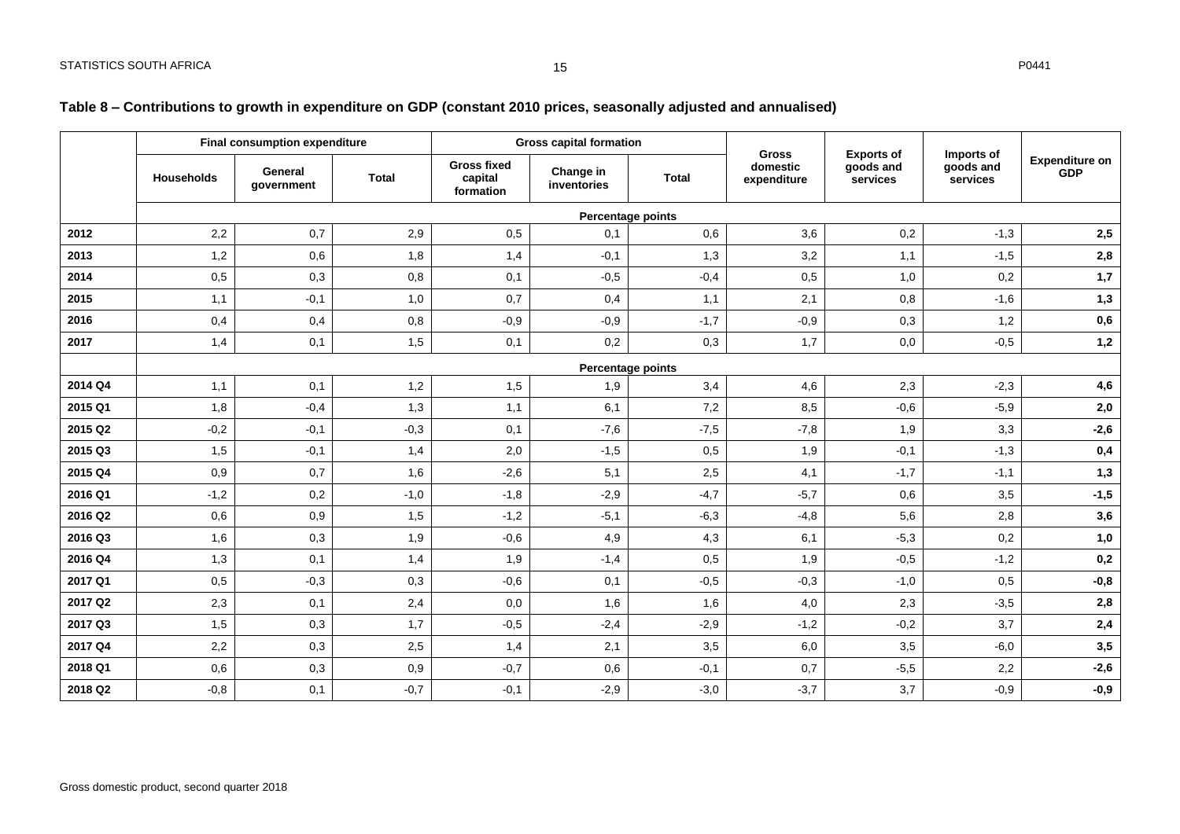**Table 8 – Contributions to growth in expenditure on GDP (constant 2010 prices, seasonally adjusted and annualised)**

| | Final consumption expenditure | | | Gross capital formation | | | Gross domestic expenditure | Exports of goods and services | Imports of goods and services | Expenditure on GDP |
|---|---|---|---|---|---|---|---|---|---|---|
| | Households | General government | Total | Gross fixed capital formation | Change in inventories | Total | | | | |
| | Percentage points | | | | | | | | | |
| **2012** | 2,2 | 0,7 | 2,9 | 0,5 | 0,1 | 0,6 | 3,6 | 0,2 | -1,3 | **2,5** |
| **2013** | 1,2 | 0,6 | 1,8 | 1,4 | -0,1 | 1,3 | 3,2 | 1,1 | -1,5 | **2,8** |
| **2014** | 0,5 | 0,3 | 0,8 | 0,1 | -0,5 | -0,4 | 0,5 | 1,0 | 0,2 | **1,7** |
| **2015** | 1,1 | -0,1 | 1,0 | 0,7 | 0,4 | 1,1 | 2,1 | 0,8 | -1,6 | **1,3** |
| **2016** | 0,4 | 0,4 | 0,8 | -0,9 | -0,9 | -1,7 | -0,9 | 0,3 | 1,2 | **0,6** |
| **2017** | 1,4 | 0,1 | 1,5 | 0,1 | 0,2 | 0,3 | 1,7 | 0,0 | -0,5 | **1,2** |
| | Percentage points | | | | | | | | | |
| **2014 Q4** | 1,1 | 0,1 | 1,2 | 1,5 | 1,9 | 3,4 | 4,6 | 2,3 | -2,3 | **4,6** |
| **2015 Q1** | 1,8 | -0,4 | 1,3 | 1,1 | 6,1 | 7,2 | 8,5 | -0,6 | -5,9 | **2,0** |
| **2015 Q2** | -0,2 | -0,1 | -0,3 | 0,1 | -7,6 | -7,5 | -7,8 | 1,9 | 3,3 | **-2,6** |
| **2015 Q3** | 1,5 | -0,1 | 1,4 | 2,0 | -1,5 | 0,5 | 1,9 | -0,1 | -1,3 | **0,4** |
| **2015 Q4** | 0,9 | 0,7 | 1,6 | -2,6 | 5,1 | 2,5 | 4,1 | -1,7 | -1,1 | **1,3** |
| **2016 Q1** | -1,2 | 0,2 | -1,0 | -1,8 | -2,9 | -4,7 | -5,7 | 0,6 | 3,5 | **-1,5** |
| **2016 Q2** | 0,6 | 0,9 | 1,5 | -1,2 | -5,1 | -6,3 | -4,8 | 5,6 | 2,8 | **3,6** |
| **2016 Q3** | 1,6 | 0,3 | 1,9 | -0,6 | 4,9 | 4,3 | 6,1 | -5,3 | 0,2 | **1,0** |
| **2016 Q4** | 1,3 | 0,1 | 1,4 | 1,9 | -1,4 | 0,5 | 1,9 | -0,5 | -1,2 | **0,2** |
| **2017 Q1** | 0,5 | -0,3 | 0,3 | -0,6 | 0,1 | -0,5 | -0,3 | -1,0 | 0,5 | **-0,8** |
| **2017 Q2** | 2,3 | 0,1 | 2,4 | 0,0 | 1,6 | 1,6 | 4,0 | 2,3 | -3,5 | **2,8** |
| **2017 Q3** | 1,5 | 0,3 | 1,7 | -0,5 | -2,4 | -2,9 | -1,2 | -0,2 | 3,7 | **2,4** |
| **2017 Q4** | 2,2 | 0,3 | 2,5 | 1,4 | 2,1 | 3,5 | 6,0 | 3,5 | -6,0 | **3,5** |
| **2018 Q1** | 0,6 | 0,3 | 0,9 | -0,7 | 0,6 | -0,1 | 0,7 | -5,5 | 2,2 | **-2,6** |
| **2018 Q2** | -0,8 | 0,1 | -0,7 | -0,1 | -2,9 | -3,0 | -3,7 | 3,7 | -0,9 | **-0,9** |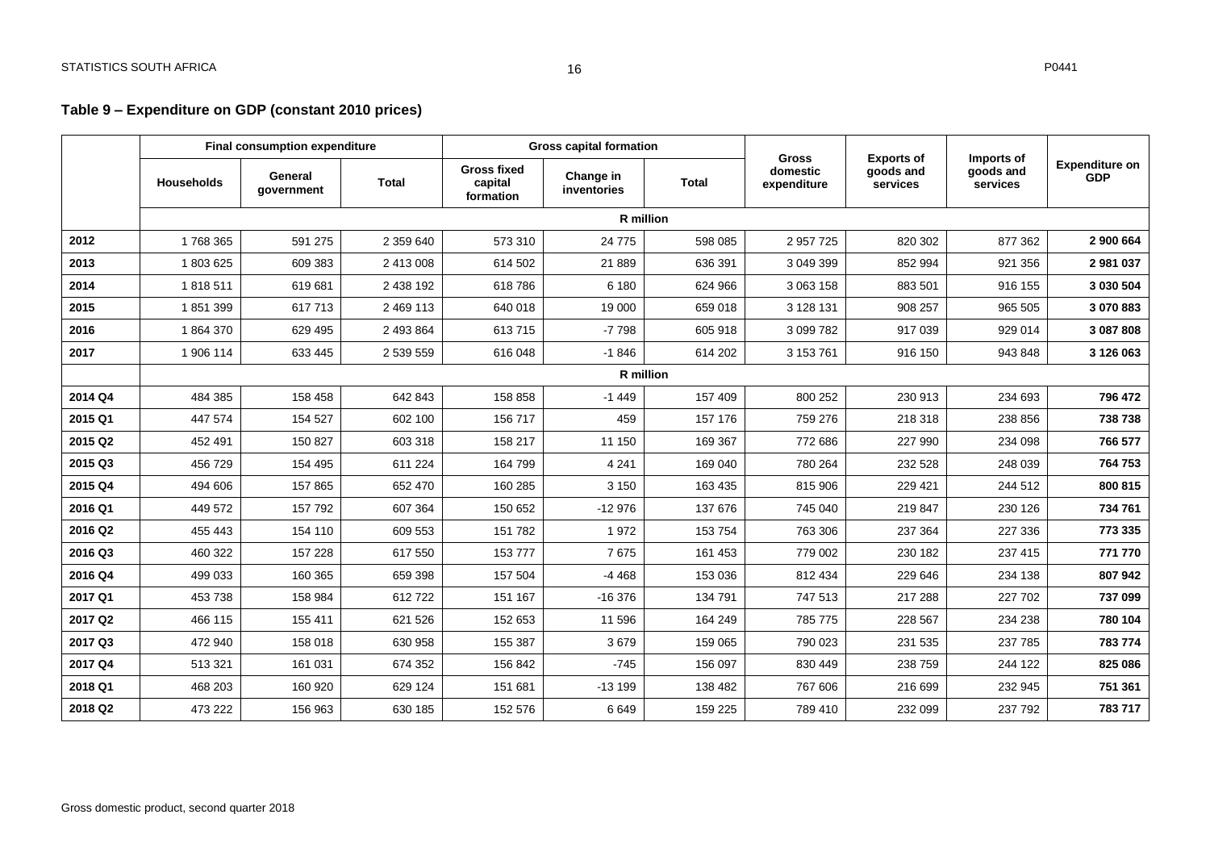## Table 9 – Expenditure on GDP (constant 2010 prices)

| | Final consumption expenditure | | | Gross capital formation | | | Gross domestic expenditure | Exports of goods and services | Imports of goods and services | Expenditure on GDP |
|---|---|---|---|---|---|---|---|---|---|---|
| | Households | General government | Total | Gross fixed capital formation | Change in inventories | Total | | | | |
| | R million | | | | | | | | | |
| **2012** | 1 768 365 | 591 275 | 2 359 640 | 573 310 | 24 775 | 598 085 | 2 957 725 | 820 302 | 877 362 | **2 900 664** |
| **2013** | 1 803 625 | 609 383 | 2 413 008 | 614 502 | 21 889 | 636 391 | 3 049 399 | 852 994 | 921 356 | **2 981 037** |
| **2014** | 1 818 511 | 619 681 | 2 438 192 | 618 786 | 6 180 | 624 966 | 3 063 158 | 883 501 | 916 155 | **3 030 504** |
| **2015** | 1 851 399 | 617 713 | 2 469 113 | 640 018 | 19 000 | 659 018 | 3 128 131 | 908 257 | 965 505 | **3 070 883** |
| **2016** | 1 864 370 | 629 495 | 2 493 864 | 613 715 | -7 798 | 605 918 | 3 099 782 | 917 039 | 929 014 | **3 087 808** |
| **2017** | 1 906 114 | 633 445 | 2 539 559 | 616 048 | -1 846 | 614 202 | 3 153 761 | 916 150 | 943 848 | **3 126 063** |
| | R million | | | | | | | | | |
| **2014 Q4** | 484 385 | 158 458 | 642 843 | 158 858 | -1 449 | 157 409 | 800 252 | 230 913 | 234 693 | **796 472** |
| **2015 Q1** | 447 574 | 154 527 | 602 100 | 156 717 | 459 | 157 176 | 759 276 | 218 318 | 238 856 | **738 738** |
| **2015 Q2** | 452 491 | 150 827 | 603 318 | 158 217 | 11 150 | 169 367 | 772 686 | 227 990 | 234 098 | **766 577** |
| **2015 Q3** | 456 729 | 154 495 | 611 224 | 164 799 | 4 241 | 169 040 | 780 264 | 232 528 | 248 039 | **764 753** |
| **2015 Q4** | 494 606 | 157 865 | 652 470 | 160 285 | 3 150 | 163 435 | 815 906 | 229 421 | 244 512 | **800 815** |
| **2016 Q1** | 449 572 | 157 792 | 607 364 | 150 652 | -12 976 | 137 676 | 745 040 | 219 847 | 230 126 | **734 761** |
| **2016 Q2** | 455 443 | 154 110 | 609 553 | 151 782 | 1 972 | 153 754 | 763 306 | 237 364 | 227 336 | **773 335** |
| **2016 Q3** | 460 322 | 157 228 | 617 550 | 153 777 | 7 675 | 161 453 | 779 002 | 230 182 | 237 415 | **771 770** |
| **2016 Q4** | 499 033 | 160 365 | 659 398 | 157 504 | -4 468 | 153 036 | 812 434 | 229 646 | 234 138 | **807 942** |
| **2017 Q1** | 453 738 | 158 984 | 612 722 | 151 167 | -16 376 | 134 791 | 747 513 | 217 288 | 227 702 | **737 099** |
| **2017 Q2** | 466 115 | 155 411 | 621 526 | 152 653 | 11 596 | 164 249 | 785 775 | 228 567 | 234 238 | **780 104** |
| **2017 Q3** | 472 940 | 158 018 | 630 958 | 155 387 | 3 679 | 159 065 | 790 023 | 231 535 | 237 785 | **783 774** |
| **2017 Q4** | 513 321 | 161 031 | 674 352 | 156 842 | -745 | 156 097 | 830 449 | 238 759 | 244 122 | **825 086** |
| **2018 Q1** | 468 203 | 160 920 | 629 124 | 151 681 | -13 199 | 138 482 | 767 606 | 216 699 | 232 945 | **751 361** |
| **2018 Q2** | 473 222 | 156 963 | 630 185 | 152 576 | 6 649 | 159 225 | 789 410 | 232 099 | 237 792 | **783 717** |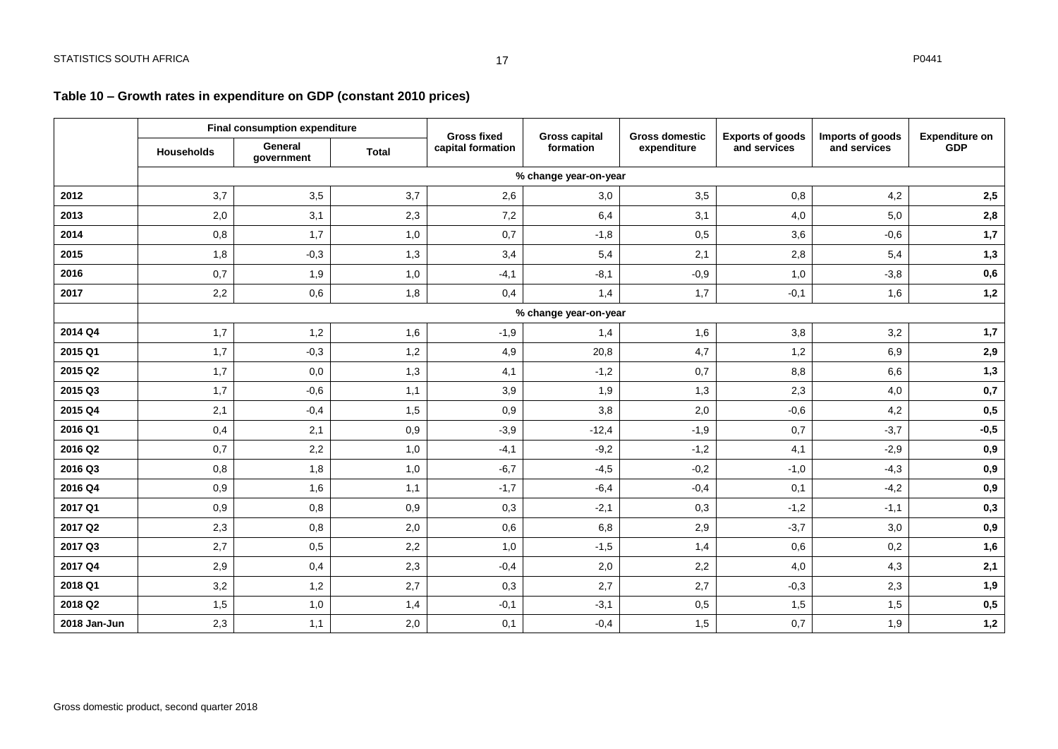## Table 10 – Growth rates in expenditure on GDP (constant 2010 prices)

| | Final consumption expenditure | | | Gross fixed capital formation | Gross capital formation | Gross domestic expenditure | Exports of goods and services | Imports of goods and services | Expenditure on GDP |
|---|---|---|---|---|---|---|---|---|---|
| | Households | General government | Total | | | | | | |
| | % change year-on-year | | | | | | | | |
| **2012** | 3,7 | 3,5 | 3,7 | 2,6 | 3,0 | 3,5 | 0,8 | 4,2 | **2,5** |
| **2013** | 2,0 | 3,1 | 2,3 | 7,2 | 6,4 | 3,1 | 4,0 | 5,0 | **2,8** |
| **2014** | 0,8 | 1,7 | 1,0 | 0,7 | -1,8 | 0,5 | 3,6 | -0,6 | **1,7** |
| **2015** | 1,8 | -0,3 | 1,3 | 3,4 | 5,4 | 2,1 | 2,8 | 5,4 | **1,3** |
| **2016** | 0,7 | 1,9 | 1,0 | -4,1 | -8,1 | -0,9 | 1,0 | -3,8 | **0,6** |
| **2017** | 2,2 | 0,6 | 1,8 | 0,4 | 1,4 | 1,7 | -0,1 | 1,6 | **1,2** |
| | % change year-on-year | | | | | | | | |
| **2014 Q4** | 1,7 | 1,2 | 1,6 | -1,9 | 1,4 | 1,6 | 3,8 | 3,2 | **1,7** |
| **2015 Q1** | 1,7 | -0,3 | 1,2 | 4,9 | 20,8 | 4,7 | 1,2 | 6,9 | **2,9** |
| **2015 Q2** | 1,7 | 0,0 | 1,3 | 4,1 | -1,2 | 0,7 | 8,8 | 6,6 | **1,3** |
| **2015 Q3** | 1,7 | -0,6 | 1,1 | 3,9 | 1,9 | 1,3 | 2,3 | 4,0 | **0,7** |
| **2015 Q4** | 2,1 | -0,4 | 1,5 | 0,9 | 3,8 | 2,0 | -0,6 | 4,2 | **0,5** |
| **2016 Q1** | 0,4 | 2,1 | 0,9 | -3,9 | -12,4 | -1,9 | 0,7 | -3,7 | **-0,5** |
| **2016 Q2** | 0,7 | 2,2 | 1,0 | -4,1 | -9,2 | -1,2 | 4,1 | -2,9 | **0,9** |
| **2016 Q3** | 0,8 | 1,8 | 1,0 | -6,7 | -4,5 | -0,2 | -1,0 | -4,3 | **0,9** |
| **2016 Q4** | 0,9 | 1,6 | 1,1 | -1,7 | -6,4 | -0,4 | 0,1 | -4,2 | **0,9** |
| **2017 Q1** | 0,9 | 0,8 | 0,9 | 0,3 | -2,1 | 0,3 | -1,2 | -1,1 | **0,3** |
| **2017 Q2** | 2,3 | 0,8 | 2,0 | 0,6 | 6,8 | 2,9 | -3,7 | 3,0 | **0,9** |
| **2017 Q3** | 2,7 | 0,5 | 2,2 | 1,0 | -1,5 | 1,4 | 0,6 | 0,2 | **1,6** |
| **2017 Q4** | 2,9 | 0,4 | 2,3 | -0,4 | 2,0 | 2,2 | 4,0 | 4,3 | **2,1** |
| **2018 Q1** | 3,2 | 1,2 | 2,7 | 0,3 | 2,7 | 2,7 | -0,3 | 2,3 | **1,9** |
| **2018 Q2** | 1,5 | 1,0 | 1,4 | -0,1 | -3,1 | 0,5 | 1,5 | 1,5 | **0,5** |
| **2018 Jan-Jun** | 2,3 | 1,1 | 2,0 | 0,1 | -0,4 | 1,5 | 0,7 | 1,9 | **1,2** |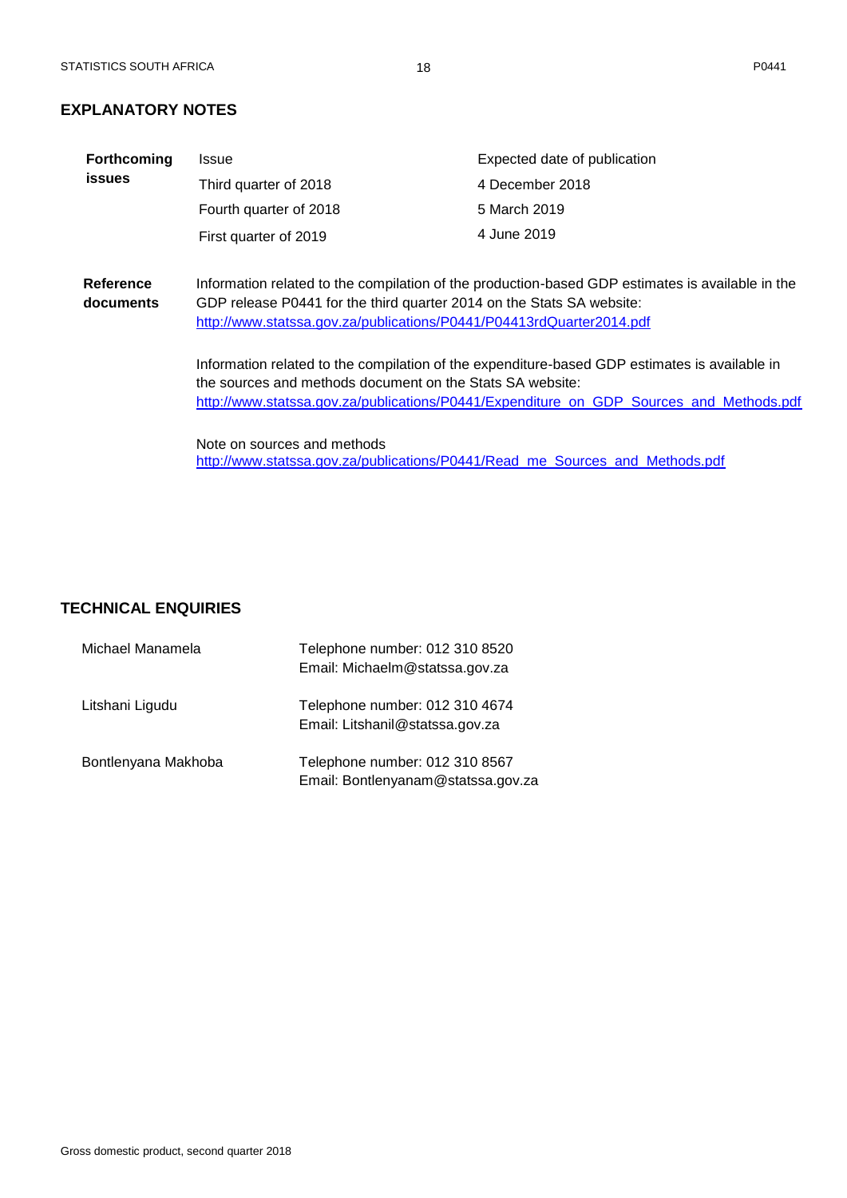## EXPLANATORY NOTES

| | Issue | Expected date of publication |
|---|---|---|
| **Forthcoming issues** | Third quarter of 2018 | 4 December 2018 |
| | Fourth quarter of 2018 | 5 March 2019 |
| | First quarter of 2019 | 4 June 2019 |

**Reference documents**

Information related to the compilation of the production-based GDP estimates is available in the GDP release P0441 for the third quarter 2014 on the Stats SA website:
http://www.statssa.gov.za/publications/P0441/P04413rdQuarter2014.pdf

Information related to the compilation of the expenditure-based GDP estimates is available in the sources and methods document on the Stats SA website:
http://www.statssa.gov.za/publications/P0441/Expenditure_on_GDP_Sources_and_Methods.pdf

Note on sources and methods
http://www.statssa.gov.za/publications/P0441/Read_me_Sources_and_Methods.pdf

## TECHNICAL ENQUIRIES

| | |
|---|---|
| Michael Manamela | Telephone number: 012 310 8520<br>Email: Michaelm@statssa.gov.za |
| Litshani Ligudu | Telephone number: 012 310 4674<br>Email: Litshanil@statssa.gov.za |
| Bontlenyana Makhoba | Telephone number: 012 310 8567<br>Email: Bontlenyanam@statssa.gov.za |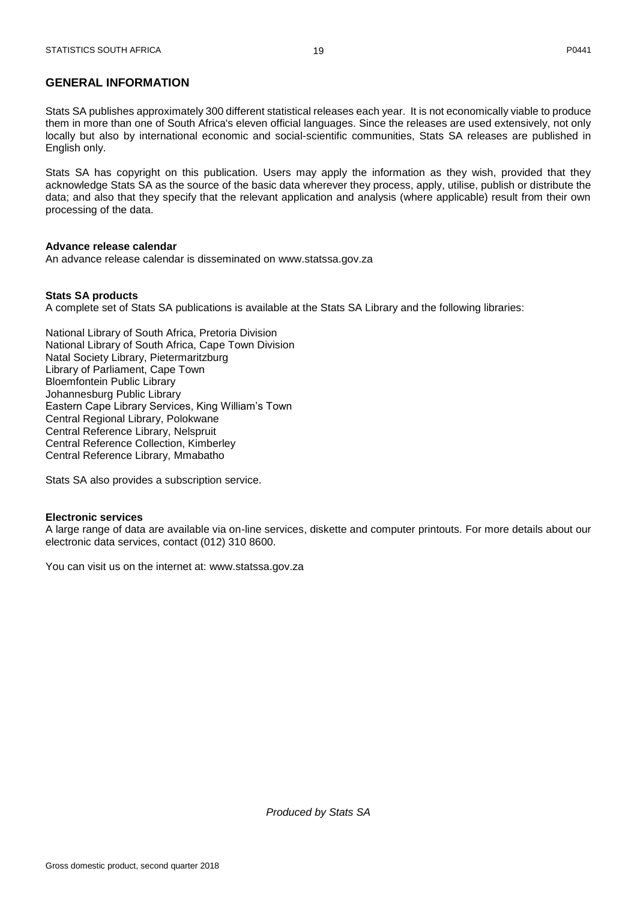## GENERAL INFORMATION

Stats SA publishes approximately 300 different statistical releases each year. It is not economically viable to produce them in more than one of South Africa's eleven official languages. Since the releases are used extensively, not only locally but also by international economic and social-scientific communities, Stats SA releases are published in English only.

Stats SA has copyright on this publication. Users may apply the information as they wish, provided that they acknowledge Stats SA as the source of the basic data wherever they process, apply, utilise, publish or distribute the data; and also that they specify that the relevant application and analysis (where applicable) result from their own processing of the data.

**Advance release calendar**
An advance release calendar is disseminated on www.statssa.gov.za

**Stats SA products**
A complete set of Stats SA publications is available at the Stats SA Library and the following libraries:

National Library of South Africa, Pretoria Division
National Library of South Africa, Cape Town Division
Natal Society Library, Pietermaritzburg
Library of Parliament, Cape Town
Bloemfontein Public Library
Johannesburg Public Library
Eastern Cape Library Services, King William's Town
Central Regional Library, Polokwane
Central Reference Library, Nelspruit
Central Reference Collection, Kimberley
Central Reference Library, Mmabatho

Stats SA also provides a subscription service.

**Electronic services**
A large range of data are available via on-line services, diskette and computer printouts. For more details about our electronic data services, contact (012) 310 8600.

You can visit us on the internet at: www.statssa.gov.za

*Produced by Stats SA*